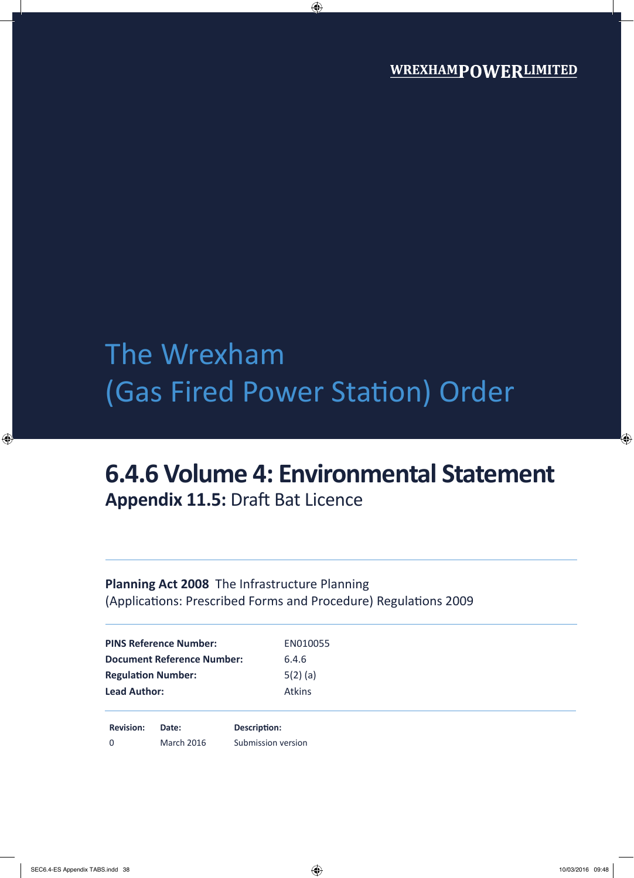WREXHAMPOWERLIMITED

# The Wrexham (Gas Fired Power Station) Order

## 6.4.6 Volume 4: Environmental Statement

### **Appendix 11.5:** Draft Bat Licence

**Planning Act 2008** The Infrastructure Planning (Applications: Prescribed Forms and Procedure) Regulations 2009

| | |
|---|---|
| **PINS Reference Number:** | EN010055 |
| **Document Reference Number:** | 6.4.6 |
| **Regulation Number:** | 5(2) (a) |
| **Lead Author:** | Atkins |

| **Revision:** | **Date:** | **Description:** |
|---|---|---|
| 0 | March 2016 | Submission version |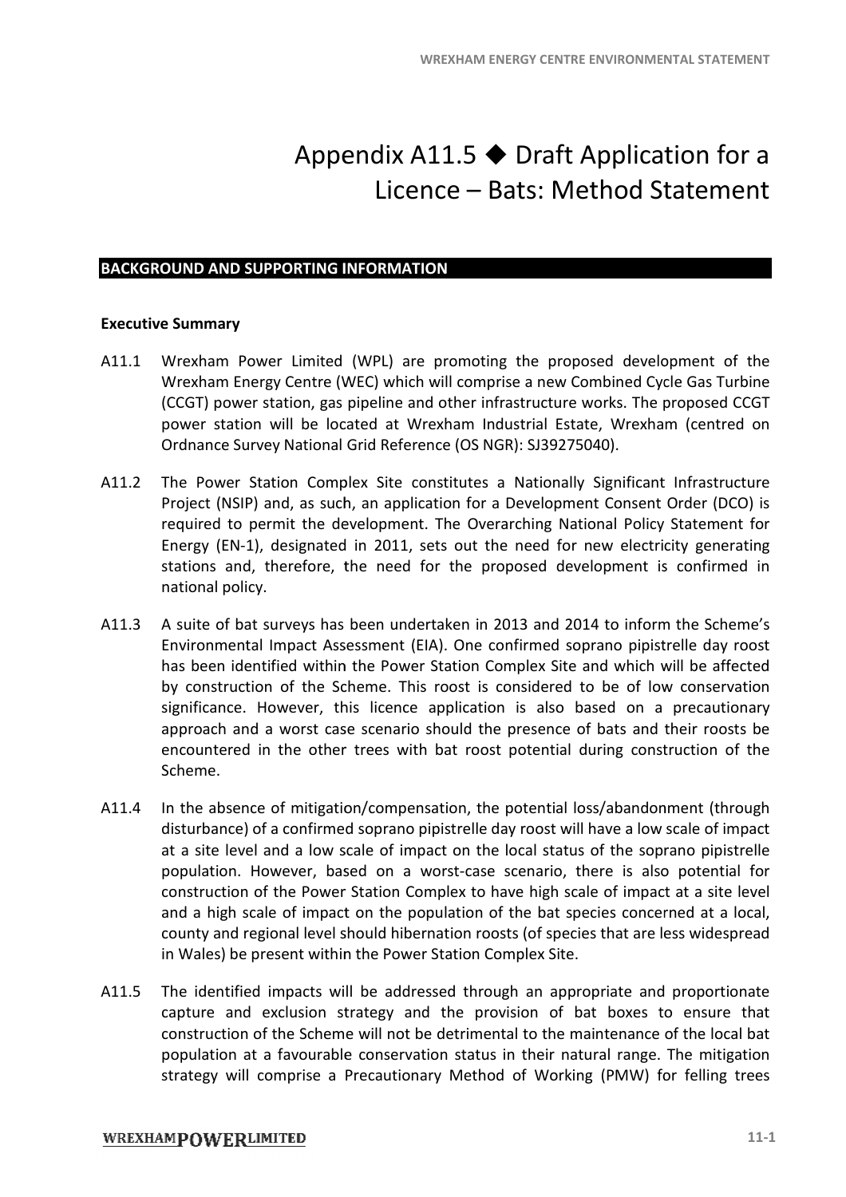# Appendix A11.5 ◆ Draft Application for a Licence – Bats: Method Statement

## BACKGROUND AND SUPPORTING INFORMATION

### Executive Summary

A11.1 Wrexham Power Limited (WPL) are promoting the proposed development of the Wrexham Energy Centre (WEC) which will comprise a new Combined Cycle Gas Turbine (CCGT) power station, gas pipeline and other infrastructure works. The proposed CCGT power station will be located at Wrexham Industrial Estate, Wrexham (centred on Ordnance Survey National Grid Reference (OS NGR): SJ39275040).

A11.2 The Power Station Complex Site constitutes a Nationally Significant Infrastructure Project (NSIP) and, as such, an application for a Development Consent Order (DCO) is required to permit the development. The Overarching National Policy Statement for Energy (EN-1), designated in 2011, sets out the need for new electricity generating stations and, therefore, the need for the proposed development is confirmed in national policy.

A11.3 A suite of bat surveys has been undertaken in 2013 and 2014 to inform the Scheme's Environmental Impact Assessment (EIA). One confirmed soprano pipistrelle day roost has been identified within the Power Station Complex Site and which will be affected by construction of the Scheme. This roost is considered to be of low conservation significance. However, this licence application is also based on a precautionary approach and a worst case scenario should the presence of bats and their roosts be encountered in the other trees with bat roost potential during construction of the Scheme.

A11.4 In the absence of mitigation/compensation, the potential loss/abandonment (through disturbance) of a confirmed soprano pipistrelle day roost will have a low scale of impact at a site level and a low scale of impact on the local status of the soprano pipistrelle population. However, based on a worst-case scenario, there is also potential for construction of the Power Station Complex to have high scale of impact at a site level and a high scale of impact on the population of the bat species concerned at a local, county and regional level should hibernation roosts (of species that are less widespread in Wales) be present within the Power Station Complex Site.

A11.5 The identified impacts will be addressed through an appropriate and proportionate capture and exclusion strategy and the provision of bat boxes to ensure that construction of the Scheme will not be detrimental to the maintenance of the local bat population at a favourable conservation status in their natural range. The mitigation strategy will comprise a Precautionary Method of Working (PMW) for felling trees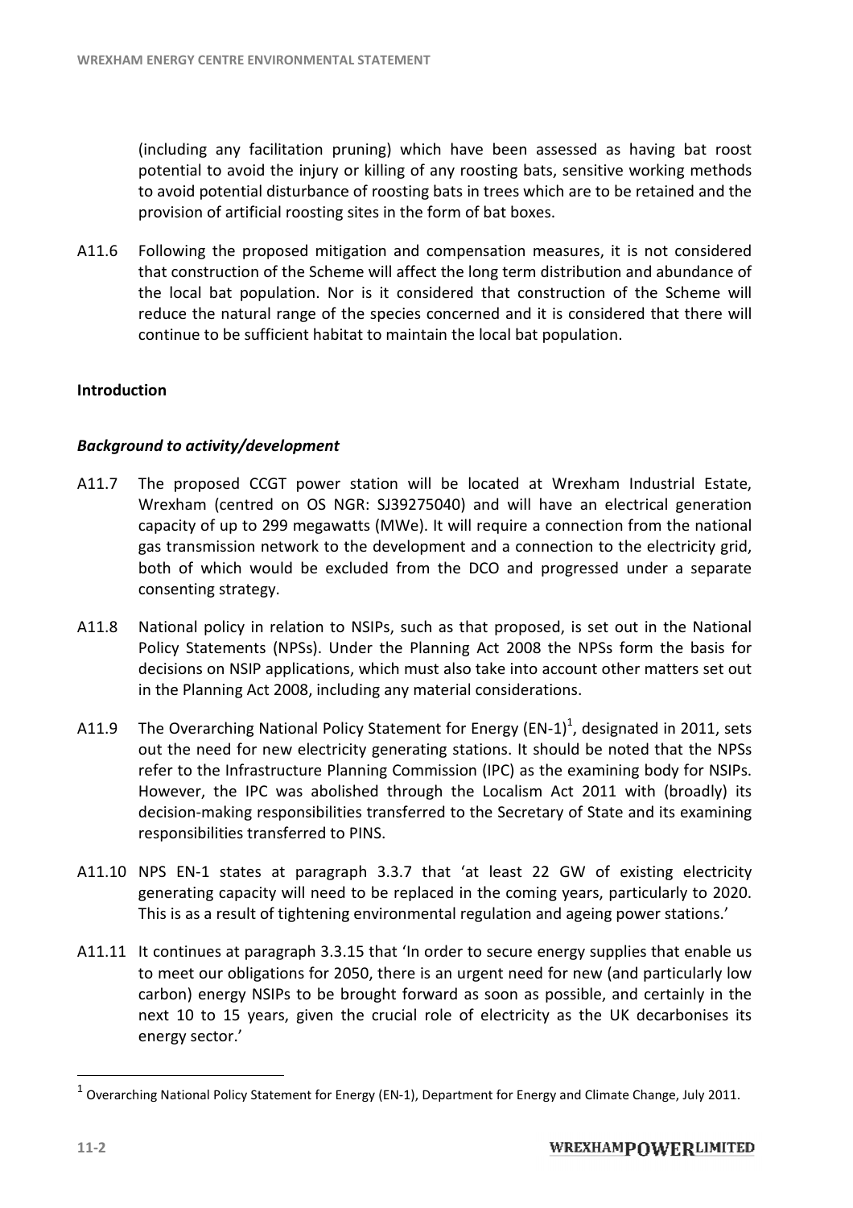(including any facilitation pruning) which have been assessed as having bat roost potential to avoid the injury or killing of any roosting bats, sensitive working methods to avoid potential disturbance of roosting bats in trees which are to be retained and the provision of artificial roosting sites in the form of bat boxes.

A11.6 Following the proposed mitigation and compensation measures, it is not considered that construction of the Scheme will affect the long term distribution and abundance of the local bat population. Nor is it considered that construction of the Scheme will reduce the natural range of the species concerned and it is considered that there will continue to be sufficient habitat to maintain the local bat population.

**Introduction**

***Background to activity/development***

A11.7 The proposed CCGT power station will be located at Wrexham Industrial Estate, Wrexham (centred on OS NGR: SJ39275040) and will have an electrical generation capacity of up to 299 megawatts (MWe). It will require a connection from the national gas transmission network to the development and a connection to the electricity grid, both of which would be excluded from the DCO and progressed under a separate consenting strategy.

A11.8 National policy in relation to NSIPs, such as that proposed, is set out in the National Policy Statements (NPSs). Under the Planning Act 2008 the NPSs form the basis for decisions on NSIP applications, which must also take into account other matters set out in the Planning Act 2008, including any material considerations.

A11.9 The Overarching National Policy Statement for Energy (EN-1)[1], designated in 2011, sets out the need for new electricity generating stations. It should be noted that the NPSs refer to the Infrastructure Planning Commission (IPC) as the examining body for NSIPs. However, the IPC was abolished through the Localism Act 2011 with (broadly) its decision-making responsibilities transferred to the Secretary of State and its examining responsibilities transferred to PINS.

A11.10 NPS EN-1 states at paragraph 3.3.7 that 'at least 22 GW of existing electricity generating capacity will need to be replaced in the coming years, particularly to 2020. This is as a result of tightening environmental regulation and ageing power stations.'

A11.11 It continues at paragraph 3.3.15 that 'In order to secure energy supplies that enable us to meet our obligations for 2050, there is an urgent need for new (and particularly low carbon) energy NSIPs to be brought forward as soon as possible, and certainly in the next 10 to 15 years, given the crucial role of electricity as the UK decarbonises its energy sector.'

[1] Overarching National Policy Statement for Energy (EN-1), Department for Energy and Climate Change, July 2011.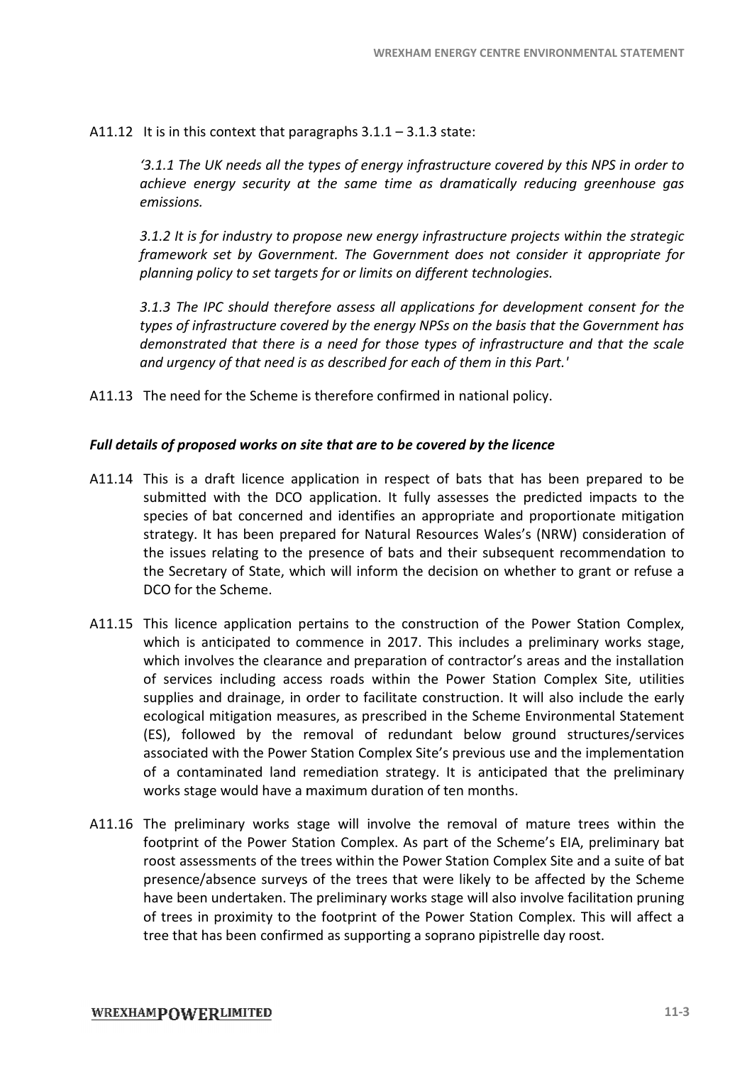A11.12 It is in this context that paragraphs 3.1.1 – 3.1.3 state:

> *'3.1.1 The UK needs all the types of energy infrastructure covered by this NPS in order to achieve energy security at the same time as dramatically reducing greenhouse gas emissions.*
>
> *3.1.2 It is for industry to propose new energy infrastructure projects within the strategic framework set by Government. The Government does not consider it appropriate for planning policy to set targets for or limits on different technologies.*
>
> *3.1.3 The IPC should therefore assess all applications for development consent for the types of infrastructure covered by the energy NPSs on the basis that the Government has demonstrated that there is a need for those types of infrastructure and that the scale and urgency of that need is as described for each of them in this Part.'*

A11.13 The need for the Scheme is therefore confirmed in national policy.

***Full details of proposed works on site that are to be covered by the licence***

A11.14 This is a draft licence application in respect of bats that has been prepared to be submitted with the DCO application. It fully assesses the predicted impacts to the species of bat concerned and identifies an appropriate and proportionate mitigation strategy. It has been prepared for Natural Resources Wales's (NRW) consideration of the issues relating to the presence of bats and their subsequent recommendation to the Secretary of State, which will inform the decision on whether to grant or refuse a DCO for the Scheme.

A11.15 This licence application pertains to the construction of the Power Station Complex, which is anticipated to commence in 2017. This includes a preliminary works stage, which involves the clearance and preparation of contractor's areas and the installation of services including access roads within the Power Station Complex Site, utilities supplies and drainage, in order to facilitate construction. It will also include the early ecological mitigation measures, as prescribed in the Scheme Environmental Statement (ES), followed by the removal of redundant below ground structures/services associated with the Power Station Complex Site's previous use and the implementation of a contaminated land remediation strategy. It is anticipated that the preliminary works stage would have a maximum duration of ten months.

A11.16 The preliminary works stage will involve the removal of mature trees within the footprint of the Power Station Complex. As part of the Scheme's EIA, preliminary bat roost assessments of the trees within the Power Station Complex Site and a suite of bat presence/absence surveys of the trees that were likely to be affected by the Scheme have been undertaken. The preliminary works stage will also involve facilitation pruning of trees in proximity to the footprint of the Power Station Complex. This will affect a tree that has been confirmed as supporting a soprano pipistrelle day roost.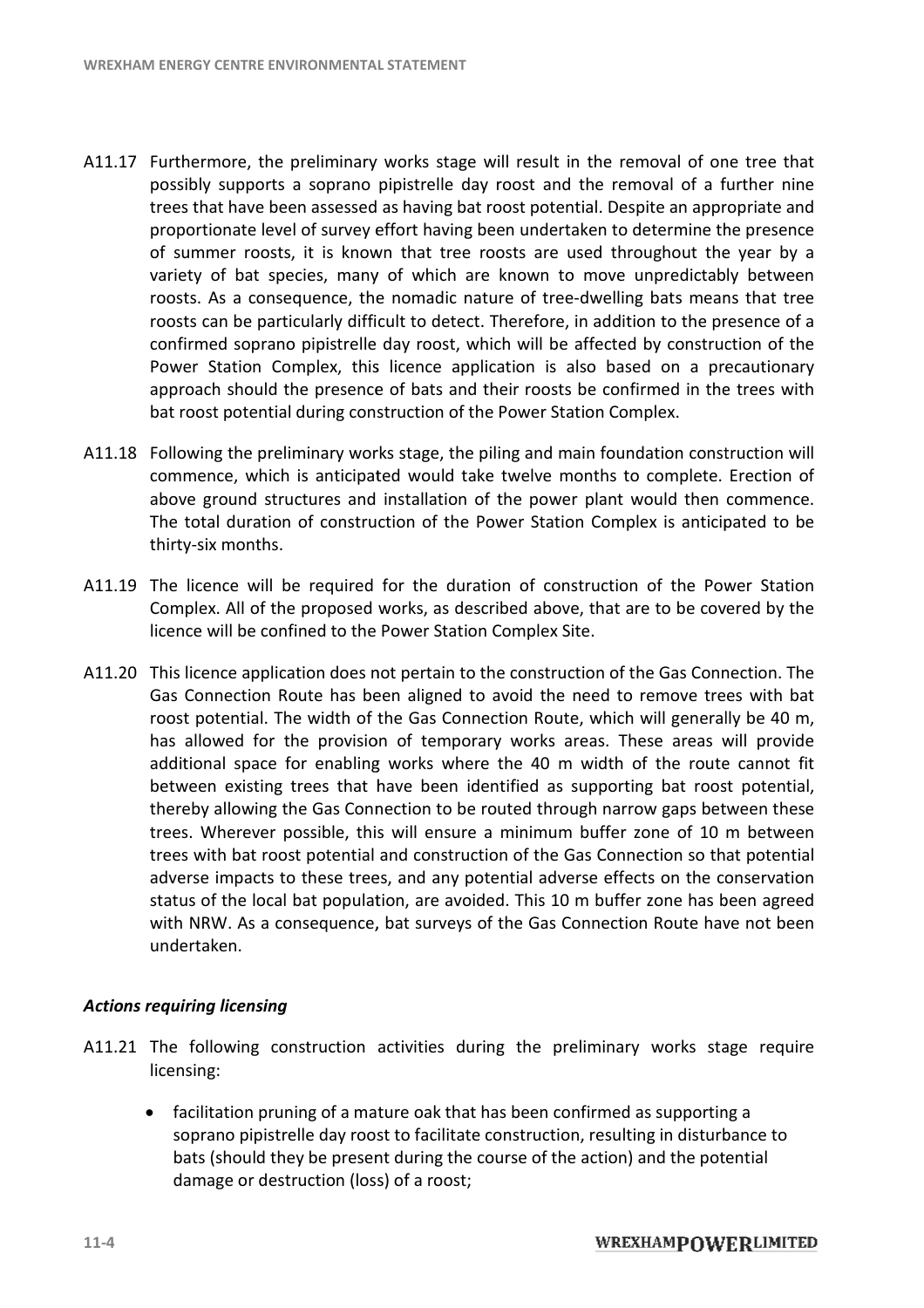A11.17 Furthermore, the preliminary works stage will result in the removal of one tree that possibly supports a soprano pipistrelle day roost and the removal of a further nine trees that have been assessed as having bat roost potential. Despite an appropriate and proportionate level of survey effort having been undertaken to determine the presence of summer roosts, it is known that tree roosts are used throughout the year by a variety of bat species, many of which are known to move unpredictably between roosts. As a consequence, the nomadic nature of tree-dwelling bats means that tree roosts can be particularly difficult to detect. Therefore, in addition to the presence of a confirmed soprano pipistrelle day roost, which will be affected by construction of the Power Station Complex, this licence application is also based on a precautionary approach should the presence of bats and their roosts be confirmed in the trees with bat roost potential during construction of the Power Station Complex.

A11.18 Following the preliminary works stage, the piling and main foundation construction will commence, which is anticipated would take twelve months to complete. Erection of above ground structures and installation of the power plant would then commence. The total duration of construction of the Power Station Complex is anticipated to be thirty-six months.

A11.19 The licence will be required for the duration of construction of the Power Station Complex. All of the proposed works, as described above, that are to be covered by the licence will be confined to the Power Station Complex Site.

A11.20 This licence application does not pertain to the construction of the Gas Connection. The Gas Connection Route has been aligned to avoid the need to remove trees with bat roost potential. The width of the Gas Connection Route, which will generally be 40 m, has allowed for the provision of temporary works areas. These areas will provide additional space for enabling works where the 40 m width of the route cannot fit between existing trees that have been identified as supporting bat roost potential, thereby allowing the Gas Connection to be routed through narrow gaps between these trees. Wherever possible, this will ensure a minimum buffer zone of 10 m between trees with bat roost potential and construction of the Gas Connection so that potential adverse impacts to these trees, and any potential adverse effects on the conservation status of the local bat population, are avoided. This 10 m buffer zone has been agreed with NRW. As a consequence, bat surveys of the Gas Connection Route have not been undertaken.

### *Actions requiring licensing*

A11.21 The following construction activities during the preliminary works stage require licensing:

- facilitation pruning of a mature oak that has been confirmed as supporting a soprano pipistrelle day roost to facilitate construction, resulting in disturbance to bats (should they be present during the course of the action) and the potential damage or destruction (loss) of a roost;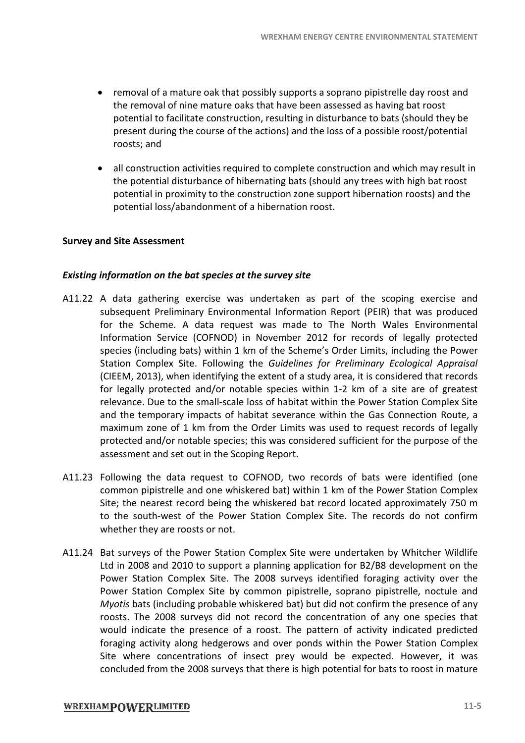- removal of a mature oak that possibly supports a soprano pipistrelle day roost and the removal of nine mature oaks that have been assessed as having bat roost potential to facilitate construction, resulting in disturbance to bats (should they be present during the course of the actions) and the loss of a possible roost/potential roosts; and

- all construction activities required to complete construction and which may result in the potential disturbance of hibernating bats (should any trees with high bat roost potential in proximity to the construction zone support hibernation roosts) and the potential loss/abandonment of a hibernation roost.

**Survey and Site Assessment**

***Existing information on the bat species at the survey site***

A11.22 A data gathering exercise was undertaken as part of the scoping exercise and subsequent Preliminary Environmental Information Report (PEIR) that was produced for the Scheme. A data request was made to The North Wales Environmental Information Service (COFNOD) in November 2012 for records of legally protected species (including bats) within 1 km of the Scheme's Order Limits, including the Power Station Complex Site. Following the *Guidelines for Preliminary Ecological Appraisal* (CIEEM, 2013), when identifying the extent of a study area, it is considered that records for legally protected and/or notable species within 1-2 km of a site are of greatest relevance. Due to the small-scale loss of habitat within the Power Station Complex Site and the temporary impacts of habitat severance within the Gas Connection Route, a maximum zone of 1 km from the Order Limits was used to request records of legally protected and/or notable species; this was considered sufficient for the purpose of the assessment and set out in the Scoping Report.

A11.23 Following the data request to COFNOD, two records of bats were identified (one common pipistrelle and one whiskered bat) within 1 km of the Power Station Complex Site; the nearest record being the whiskered bat record located approximately 750 m to the south-west of the Power Station Complex Site. The records do not confirm whether they are roosts or not.

A11.24 Bat surveys of the Power Station Complex Site were undertaken by Whitcher Wildlife Ltd in 2008 and 2010 to support a planning application for B2/B8 development on the Power Station Complex Site. The 2008 surveys identified foraging activity over the Power Station Complex Site by common pipistrelle, soprano pipistrelle, noctule and *Myotis* bats (including probable whiskered bat) but did not confirm the presence of any roosts. The 2008 surveys did not record the concentration of any one species that would indicate the presence of a roost. The pattern of activity indicated predicted foraging activity along hedgerows and over ponds within the Power Station Complex Site where concentrations of insect prey would be expected. However, it was concluded from the 2008 surveys that there is high potential for bats to roost in mature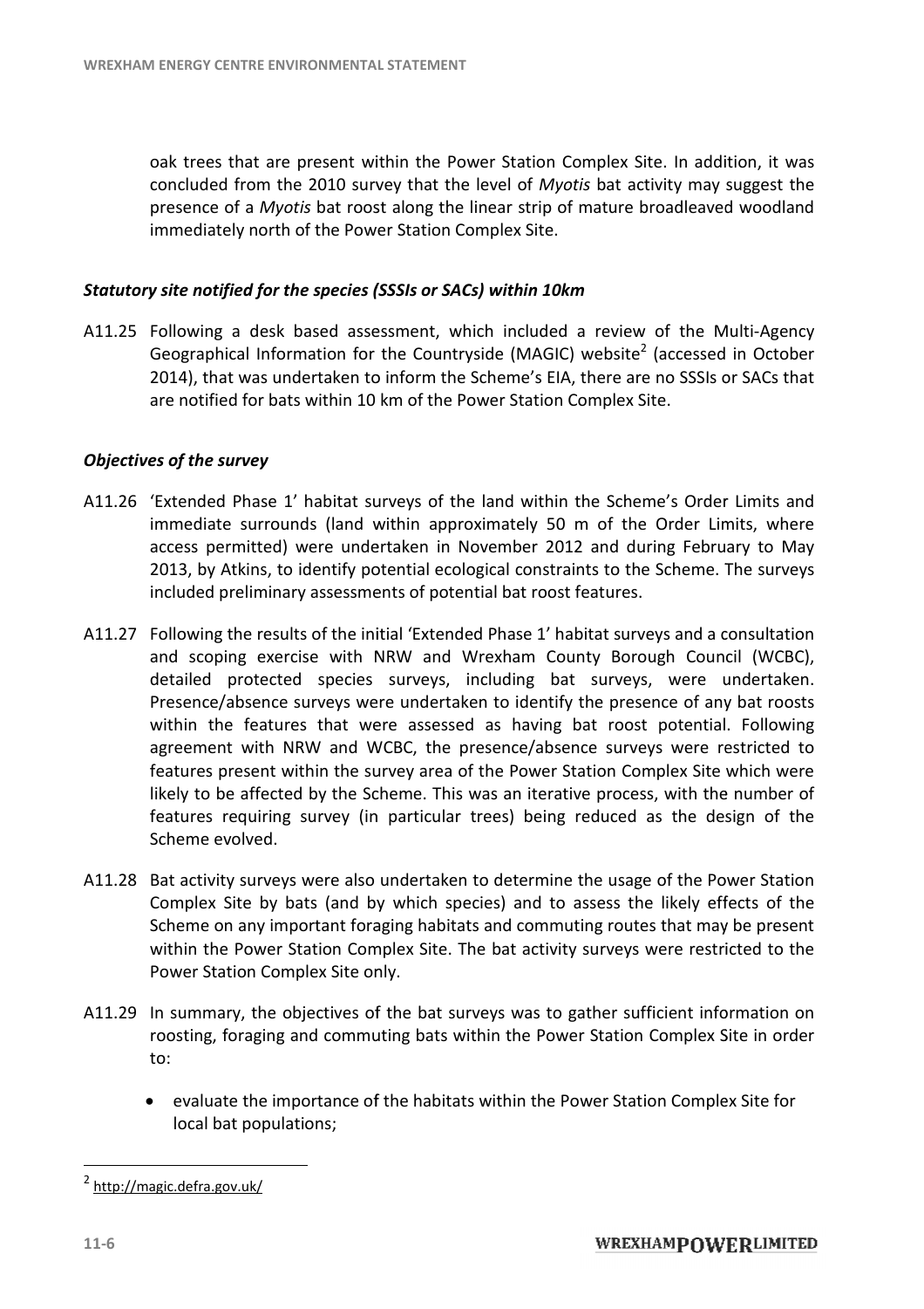oak trees that are present within the Power Station Complex Site. In addition, it was concluded from the 2010 survey that the level of *Myotis* bat activity may suggest the presence of a *Myotis* bat roost along the linear strip of mature broadleaved woodland immediately north of the Power Station Complex Site.

### *Statutory site notified for the species (SSSIs or SACs) within 10km*

A11.25 Following a desk based assessment, which included a review of the Multi-Agency Geographical Information for the Countryside (MAGIC) website[2] (accessed in October 2014), that was undertaken to inform the Scheme's EIA, there are no SSSIs or SACs that are notified for bats within 10 km of the Power Station Complex Site.

### *Objectives of the survey*

A11.26 'Extended Phase 1' habitat surveys of the land within the Scheme's Order Limits and immediate surrounds (land within approximately 50 m of the Order Limits, where access permitted) were undertaken in November 2012 and during February to May 2013, by Atkins, to identify potential ecological constraints to the Scheme. The surveys included preliminary assessments of potential bat roost features.

A11.27 Following the results of the initial 'Extended Phase 1' habitat surveys and a consultation and scoping exercise with NRW and Wrexham County Borough Council (WCBC), detailed protected species surveys, including bat surveys, were undertaken. Presence/absence surveys were undertaken to identify the presence of any bat roosts within the features that were assessed as having bat roost potential. Following agreement with NRW and WCBC, the presence/absence surveys were restricted to features present within the survey area of the Power Station Complex Site which were likely to be affected by the Scheme. This was an iterative process, with the number of features requiring survey (in particular trees) being reduced as the design of the Scheme evolved.

A11.28 Bat activity surveys were also undertaken to determine the usage of the Power Station Complex Site by bats (and by which species) and to assess the likely effects of the Scheme on any important foraging habitats and commuting routes that may be present within the Power Station Complex Site. The bat activity surveys were restricted to the Power Station Complex Site only.

A11.29 In summary, the objectives of the bat surveys was to gather sufficient information on roosting, foraging and commuting bats within the Power Station Complex Site in order to:

- evaluate the importance of the habitats within the Power Station Complex Site for local bat populations;

---

[2] http://magic.defra.gov.uk/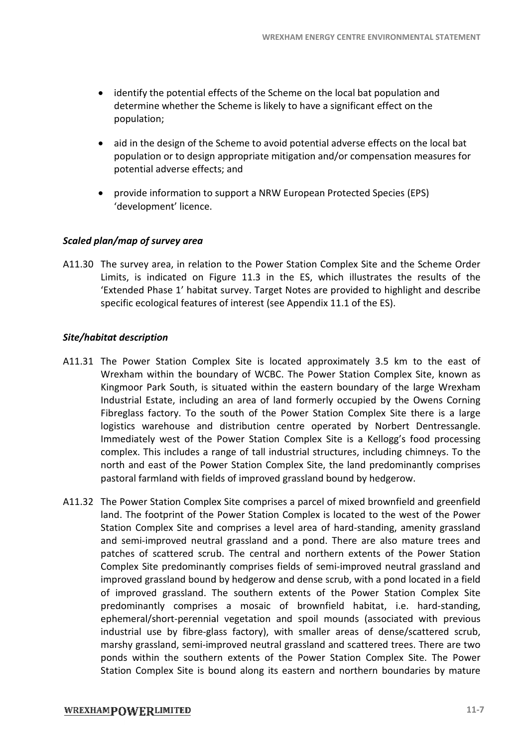- identify the potential effects of the Scheme on the local bat population and determine whether the Scheme is likely to have a significant effect on the population;

- aid in the design of the Scheme to avoid potential adverse effects on the local bat population or to design appropriate mitigation and/or compensation measures for potential adverse effects; and

- provide information to support a NRW European Protected Species (EPS) 'development' licence.

### *Scaled plan/map of survey area*

A11.30 The survey area, in relation to the Power Station Complex Site and the Scheme Order Limits, is indicated on Figure 11.3 in the ES, which illustrates the results of the 'Extended Phase 1' habitat survey. Target Notes are provided to highlight and describe specific ecological features of interest (see Appendix 11.1 of the ES).

### *Site/habitat description*

A11.31 The Power Station Complex Site is located approximately 3.5 km to the east of Wrexham within the boundary of WCBC. The Power Station Complex Site, known as Kingmoor Park South, is situated within the eastern boundary of the large Wrexham Industrial Estate, including an area of land formerly occupied by the Owens Corning Fibreglass factory. To the south of the Power Station Complex Site there is a large logistics warehouse and distribution centre operated by Norbert Dentressangle. Immediately west of the Power Station Complex Site is a Kellogg's food processing complex. This includes a range of tall industrial structures, including chimneys. To the north and east of the Power Station Complex Site, the land predominantly comprises pastoral farmland with fields of improved grassland bound by hedgerow.

A11.32 The Power Station Complex Site comprises a parcel of mixed brownfield and greenfield land. The footprint of the Power Station Complex is located to the west of the Power Station Complex Site and comprises a level area of hard-standing, amenity grassland and semi-improved neutral grassland and a pond. There are also mature trees and patches of scattered scrub. The central and northern extents of the Power Station Complex Site predominantly comprises fields of semi-improved neutral grassland and improved grassland bound by hedgerow and dense scrub, with a pond located in a field of improved grassland. The southern extents of the Power Station Complex Site predominantly comprises a mosaic of brownfield habitat, i.e. hard-standing, ephemeral/short-perennial vegetation and spoil mounds (associated with previous industrial use by fibre-glass factory), with smaller areas of dense/scattered scrub, marshy grassland, semi-improved neutral grassland and scattered trees. There are two ponds within the southern extents of the Power Station Complex Site. The Power Station Complex Site is bound along its eastern and northern boundaries by mature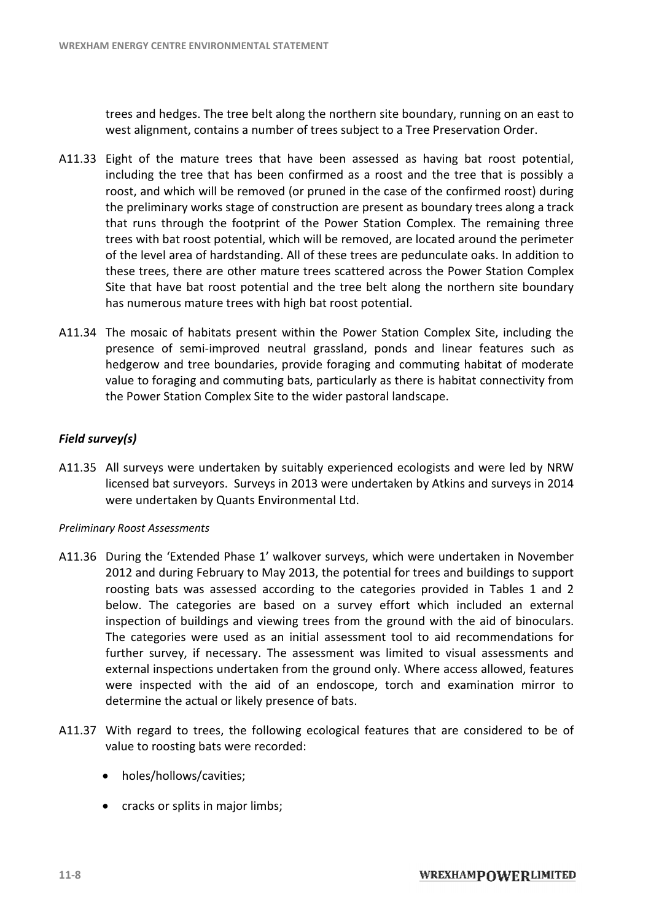trees and hedges. The tree belt along the northern site boundary, running on an east to west alignment, contains a number of trees subject to a Tree Preservation Order.

A11.33 Eight of the mature trees that have been assessed as having bat roost potential, including the tree that has been confirmed as a roost and the tree that is possibly a roost, and which will be removed (or pruned in the case of the confirmed roost) during the preliminary works stage of construction are present as boundary trees along a track that runs through the footprint of the Power Station Complex. The remaining three trees with bat roost potential, which will be removed, are located around the perimeter of the level area of hardstanding. All of these trees are pedunculate oaks. In addition to these trees, there are other mature trees scattered across the Power Station Complex Site that have bat roost potential and the tree belt along the northern site boundary has numerous mature trees with high bat roost potential.

A11.34 The mosaic of habitats present within the Power Station Complex Site, including the presence of semi-improved neutral grassland, ponds and linear features such as hedgerow and tree boundaries, provide foraging and commuting habitat of moderate value to foraging and commuting bats, particularly as there is habitat connectivity from the Power Station Complex Site to the wider pastoral landscape.

### *Field survey(s)*

A11.35 All surveys were undertaken by suitably experienced ecologists and were led by NRW licensed bat surveyors. Surveys in 2013 were undertaken by Atkins and surveys in 2014 were undertaken by Quants Environmental Ltd.

*Preliminary Roost Assessments*

A11.36 During the 'Extended Phase 1' walkover surveys, which were undertaken in November 2012 and during February to May 2013, the potential for trees and buildings to support roosting bats was assessed according to the categories provided in Tables 1 and 2 below. The categories are based on a survey effort which included an external inspection of buildings and viewing trees from the ground with the aid of binoculars. The categories were used as an initial assessment tool to aid recommendations for further survey, if necessary. The assessment was limited to visual assessments and external inspections undertaken from the ground only. Where access allowed, features were inspected with the aid of an endoscope, torch and examination mirror to determine the actual or likely presence of bats.

A11.37 With regard to trees, the following ecological features that are considered to be of value to roosting bats were recorded:

- holes/hollows/cavities;
- cracks or splits in major limbs;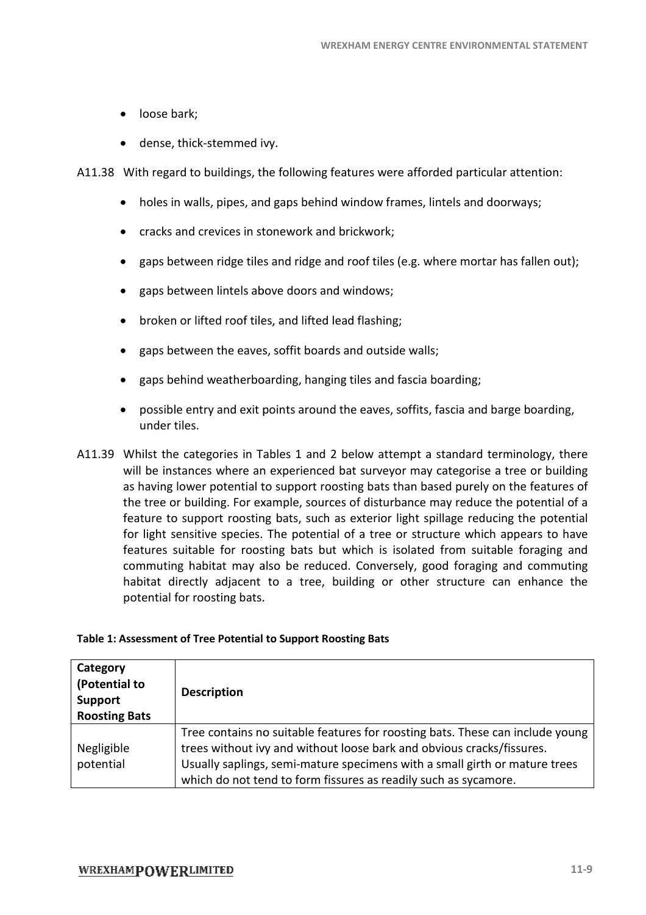- loose bark;
- dense, thick-stemmed ivy.

A11.38 With regard to buildings, the following features were afforded particular attention:

- holes in walls, pipes, and gaps behind window frames, lintels and doorways;
- cracks and crevices in stonework and brickwork;
- gaps between ridge tiles and ridge and roof tiles (e.g. where mortar has fallen out);
- gaps between lintels above doors and windows;
- broken or lifted roof tiles, and lifted lead flashing;
- gaps between the eaves, soffit boards and outside walls;
- gaps behind weatherboarding, hanging tiles and fascia boarding;
- possible entry and exit points around the eaves, soffits, fascia and barge boarding, under tiles.

A11.39 Whilst the categories in Tables 1 and 2 below attempt a standard terminology, there will be instances where an experienced bat surveyor may categorise a tree or building as having lower potential to support roosting bats than based purely on the features of the tree or building. For example, sources of disturbance may reduce the potential of a feature to support roosting bats, such as exterior light spillage reducing the potential for light sensitive species. The potential of a tree or structure which appears to have features suitable for roosting bats but which is isolated from suitable foraging and commuting habitat may also be reduced. Conversely, good foraging and commuting habitat directly adjacent to a tree, building or other structure can enhance the potential for roosting bats.

**Table 1: Assessment of Tree Potential to Support Roosting Bats**

| Category (Potential to Support Roosting Bats | Description |
|---|---|
| Negligible potential | Tree contains no suitable features for roosting bats. These can include young trees without ivy and without loose bark and obvious cracks/fissures. Usually saplings, semi-mature specimens with a small girth or mature trees which do not tend to form fissures as readily such as sycamore. |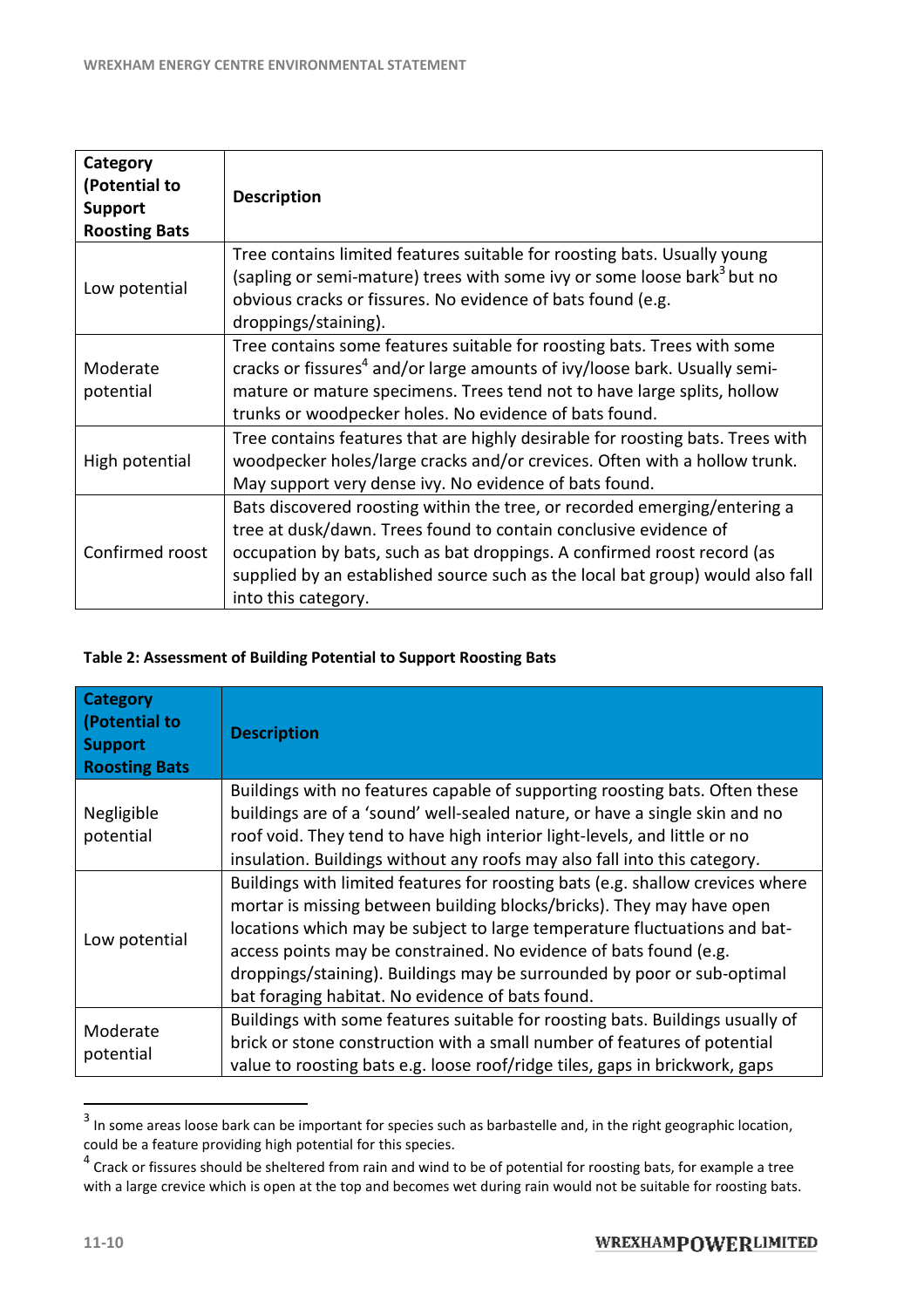| Category (Potential to Support Roosting Bats | Description |
|---|---|
| Low potential | Tree contains limited features suitable for roosting bats. Usually young (sapling or semi-mature) trees with some ivy or some loose bark[3] but no obvious cracks or fissures. No evidence of bats found (e.g. droppings/staining). |
| Moderate potential | Tree contains some features suitable for roosting bats. Trees with some cracks or fissures[4] and/or large amounts of ivy/loose bark. Usually semi-mature or mature specimens. Trees tend not to have large splits, hollow trunks or woodpecker holes. No evidence of bats found. |
| High potential | Tree contains features that are highly desirable for roosting bats. Trees with woodpecker holes/large cracks and/or crevices. Often with a hollow trunk. May support very dense ivy. No evidence of bats found. |
| Confirmed roost | Bats discovered roosting within the tree, or recorded emerging/entering a tree at dusk/dawn. Trees found to contain conclusive evidence of occupation by bats, such as bat droppings. A confirmed roost record (as supplied by an established source such as the local bat group) would also fall into this category. |

**Table 2: Assessment of Building Potential to Support Roosting Bats**

| Category (Potential to Support Roosting Bats | Description |
|---|---|
| Negligible potential | Buildings with no features capable of supporting roosting bats. Often these buildings are of a 'sound' well-sealed nature, or have a single skin and no roof void. They tend to have high interior light-levels, and little or no insulation. Buildings without any roofs may also fall into this category. |
| Low potential | Buildings with limited features for roosting bats (e.g. shallow crevices where mortar is missing between building blocks/bricks). They may have open locations which may be subject to large temperature fluctuations and bat-access points may be constrained. No evidence of bats found (e.g. droppings/staining). Buildings may be surrounded by poor or sub-optimal bat foraging habitat. No evidence of bats found. |
| Moderate potential | Buildings with some features suitable for roosting bats. Buildings usually of brick or stone construction with a small number of features of potential value to roosting bats e.g. loose roof/ridge tiles, gaps in brickwork, gaps |

[3] In some areas loose bark can be important for species such as barbastelle and, in the right geographic location, could be a feature providing high potential for this species.

[4] Crack or fissures should be sheltered from rain and wind to be of potential for roosting bats, for example a tree with a large crevice which is open at the top and becomes wet during rain would not be suitable for roosting bats.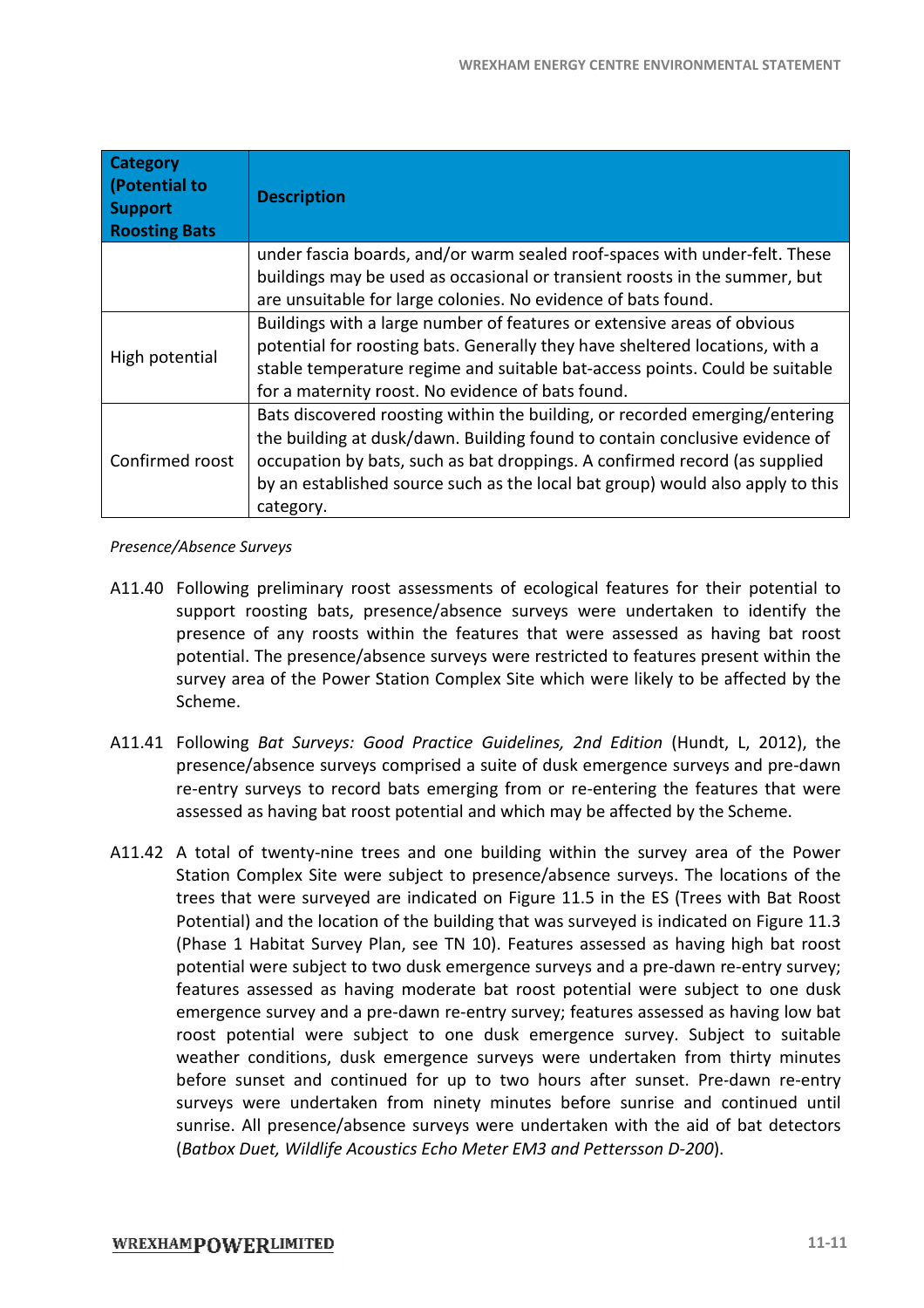| Category (Potential to Support Roosting Bats | Description |
|---|---|
| | under fascia boards, and/or warm sealed roof-spaces with under-felt. These buildings may be used as occasional or transient roosts in the summer, but are unsuitable for large colonies. No evidence of bats found. |
| High potential | Buildings with a large number of features or extensive areas of obvious potential for roosting bats. Generally they have sheltered locations, with a stable temperature regime and suitable bat-access points. Could be suitable for a maternity roost. No evidence of bats found. |
| Confirmed roost | Bats discovered roosting within the building, or recorded emerging/entering the building at dusk/dawn. Building found to contain conclusive evidence of occupation by bats, such as bat droppings. A confirmed record (as supplied by an established source such as the local bat group) would also apply to this category. |

*Presence/Absence Surveys*

A11.40 Following preliminary roost assessments of ecological features for their potential to support roosting bats, presence/absence surveys were undertaken to identify the presence of any roosts within the features that were assessed as having bat roost potential. The presence/absence surveys were restricted to features present within the survey area of the Power Station Complex Site which were likely to be affected by the Scheme.

A11.41 Following *Bat Surveys: Good Practice Guidelines, 2nd Edition* (Hundt, L, 2012), the presence/absence surveys comprised a suite of dusk emergence surveys and pre-dawn re-entry surveys to record bats emerging from or re-entering the features that were assessed as having bat roost potential and which may be affected by the Scheme.

A11.42 A total of twenty-nine trees and one building within the survey area of the Power Station Complex Site were subject to presence/absence surveys. The locations of the trees that were surveyed are indicated on Figure 11.5 in the ES (Trees with Bat Roost Potential) and the location of the building that was surveyed is indicated on Figure 11.3 (Phase 1 Habitat Survey Plan, see TN 10). Features assessed as having high bat roost potential were subject to two dusk emergence surveys and a pre-dawn re-entry survey; features assessed as having moderate bat roost potential were subject to one dusk emergence survey and a pre-dawn re-entry survey; features assessed as having low bat roost potential were subject to one dusk emergence survey. Subject to suitable weather conditions, dusk emergence surveys were undertaken from thirty minutes before sunset and continued for up to two hours after sunset. Pre-dawn re-entry surveys were undertaken from ninety minutes before sunrise and continued until sunrise. All presence/absence surveys were undertaken with the aid of bat detectors (*Batbox Duet, Wildlife Acoustics Echo Meter EM3 and Pettersson D-200*).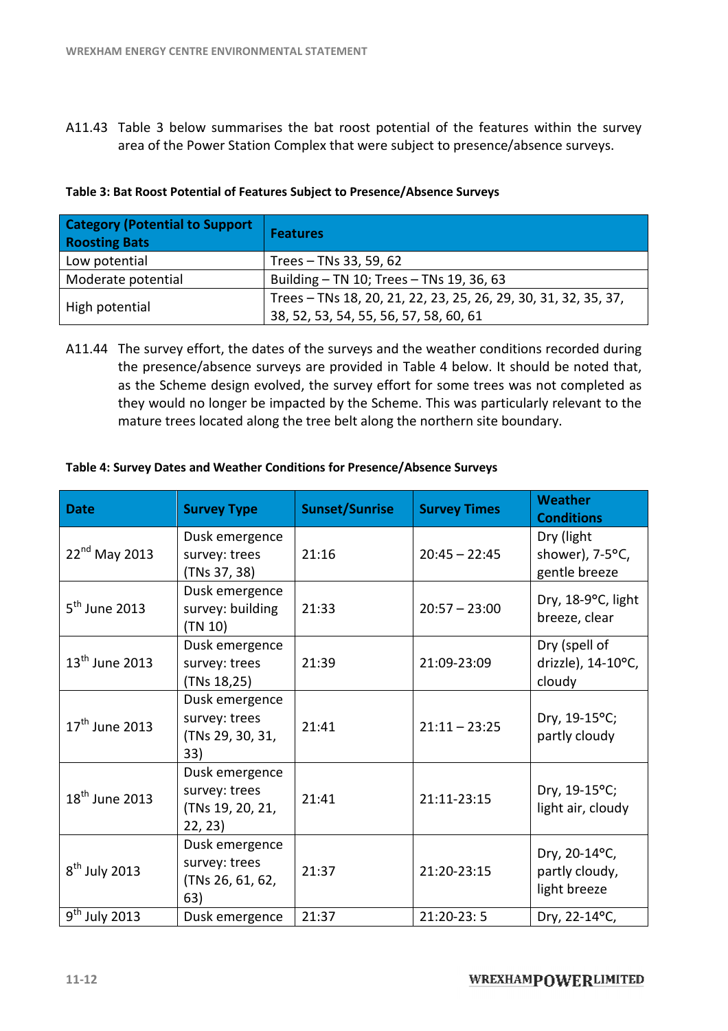A11.43 Table 3 below summarises the bat roost potential of the features within the survey area of the Power Station Complex that were subject to presence/absence surveys.

**Table 3: Bat Roost Potential of Features Subject to Presence/Absence Surveys**

| Category (Potential to Support Roosting Bats | Features |
|---|---|
| Low potential | Trees – TNs 33, 59, 62 |
| Moderate potential | Building – TN 10; Trees – TNs 19, 36, 63 |
| High potential | Trees – TNs 18, 20, 21, 22, 23, 25, 26, 29, 30, 31, 32, 35, 37, 38, 52, 53, 54, 55, 56, 57, 58, 60, 61 |

A11.44 The survey effort, the dates of the surveys and the weather conditions recorded during the presence/absence surveys are provided in Table 4 below. It should be noted that, as the Scheme design evolved, the survey effort for some trees was not completed as they would no longer be impacted by the Scheme. This was particularly relevant to the mature trees located along the tree belt along the northern site boundary.

**Table 4: Survey Dates and Weather Conditions for Presence/Absence Surveys**

| Date | Survey Type | Sunset/Sunrise | Survey Times | Weather Conditions |
|---|---|---|---|---|
| 22nd May 2013 | Dusk emergence survey: trees (TNs 37, 38) | 21:16 | 20:45 – 22:45 | Dry (light shower), 7-5°C, gentle breeze |
| 5th June 2013 | Dusk emergence survey: building (TN 10) | 21:33 | 20:57 – 23:00 | Dry, 18-9°C, light breeze, clear |
| 13th June 2013 | Dusk emergence survey: trees (TNs 18,25) | 21:39 | 21:09-23:09 | Dry (spell of drizzle), 14-10°C, cloudy |
| 17th June 2013 | Dusk emergence survey: trees (TNs 29, 30, 31, 33) | 21:41 | 21:11 – 23:25 | Dry, 19-15°C; partly cloudy |
| 18th June 2013 | Dusk emergence survey: trees (TNs 19, 20, 21, 22, 23) | 21:41 | 21:11-23:15 | Dry, 19-15°C; light air, cloudy |
| 8th July 2013 | Dusk emergence survey: trees (TNs 26, 61, 62, 63) | 21:37 | 21:20-23:15 | Dry, 20-14°C, partly cloudy, light breeze |
| 9th July 2013 | Dusk emergence | 21:37 | 21:20-23: 5 | Dry, 22-14°C, |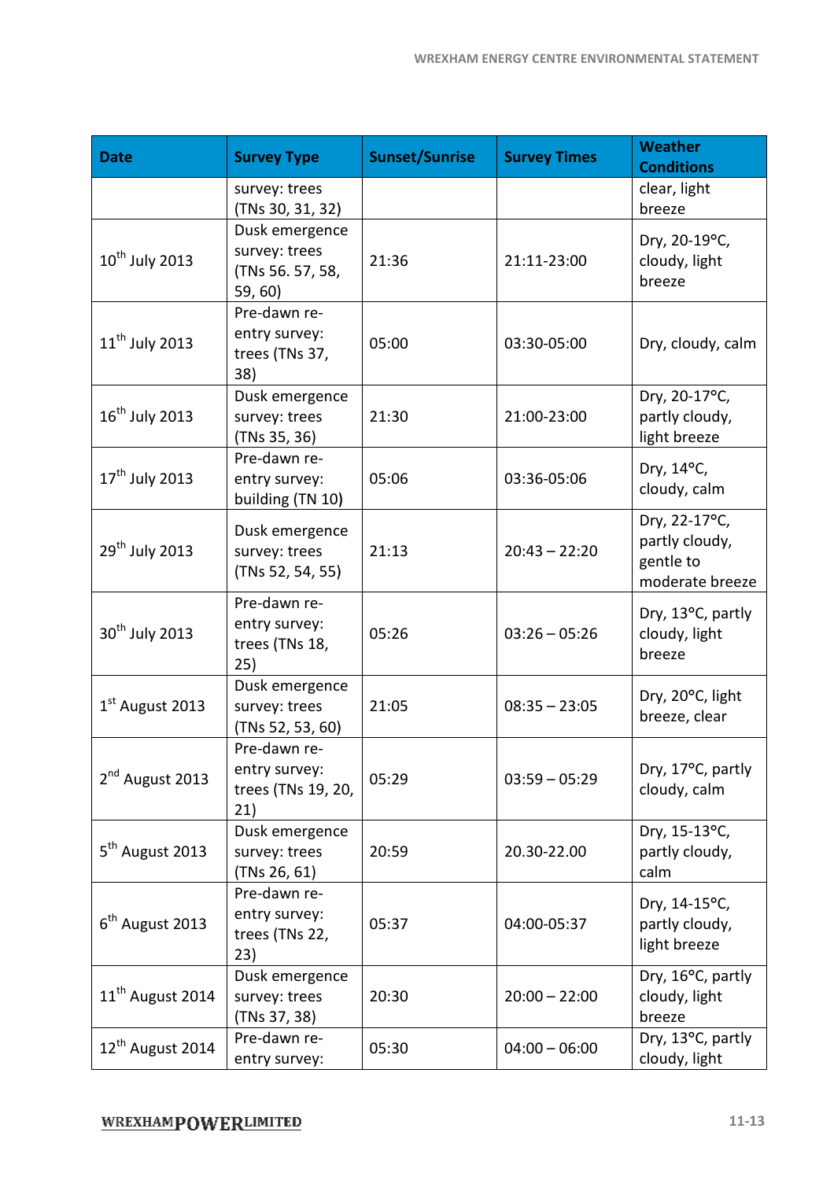| Date | Survey Type | Sunset/Sunrise | Survey Times | Weather Conditions |
|---|---|---|---|---|
| | survey: trees (TNs 30, 31, 32) | | | clear, light breeze |
| 10th July 2013 | Dusk emergence survey: trees (TNs 56. 57, 58, 59, 60) | 21:36 | 21:11-23:00 | Dry, 20-19°C, cloudy, light breeze |
| 11th July 2013 | Pre-dawn re-entry survey: trees (TNs 37, 38) | 05:00 | 03:30-05:00 | Dry, cloudy, calm |
| 16th July 2013 | Dusk emergence survey: trees (TNs 35, 36) | 21:30 | 21:00-23:00 | Dry, 20-17°C, partly cloudy, light breeze |
| 17th July 2013 | Pre-dawn re-entry survey: building (TN 10) | 05:06 | 03:36-05:06 | Dry, 14°C, cloudy, calm |
| 29th July 2013 | Dusk emergence survey: trees (TNs 52, 54, 55) | 21:13 | 20:43 – 22:20 | Dry, 22-17°C, partly cloudy, gentle to moderate breeze |
| 30th July 2013 | Pre-dawn re-entry survey: trees (TNs 18, 25) | 05:26 | 03:26 – 05:26 | Dry, 13°C, partly cloudy, light breeze |
| 1st August 2013 | Dusk emergence survey: trees (TNs 52, 53, 60) | 21:05 | 08:35 – 23:05 | Dry, 20°C, light breeze, clear |
| 2nd August 2013 | Pre-dawn re-entry survey: trees (TNs 19, 20, 21) | 05:29 | 03:59 – 05:29 | Dry, 17°C, partly cloudy, calm |
| 5th August 2013 | Dusk emergence survey: trees (TNs 26, 61) | 20:59 | 20.30-22.00 | Dry, 15-13°C, partly cloudy, calm |
| 6th August 2013 | Pre-dawn re-entry survey: trees (TNs 22, 23) | 05:37 | 04:00-05:37 | Dry, 14-15°C, partly cloudy, light breeze |
| 11th August 2014 | Dusk emergence survey: trees (TNs 37, 38) | 20:30 | 20:00 – 22:00 | Dry, 16°C, partly cloudy, light breeze |
| 12th August 2014 | Pre-dawn re-entry survey: | 05:30 | 04:00 – 06:00 | Dry, 13°C, partly cloudy, light |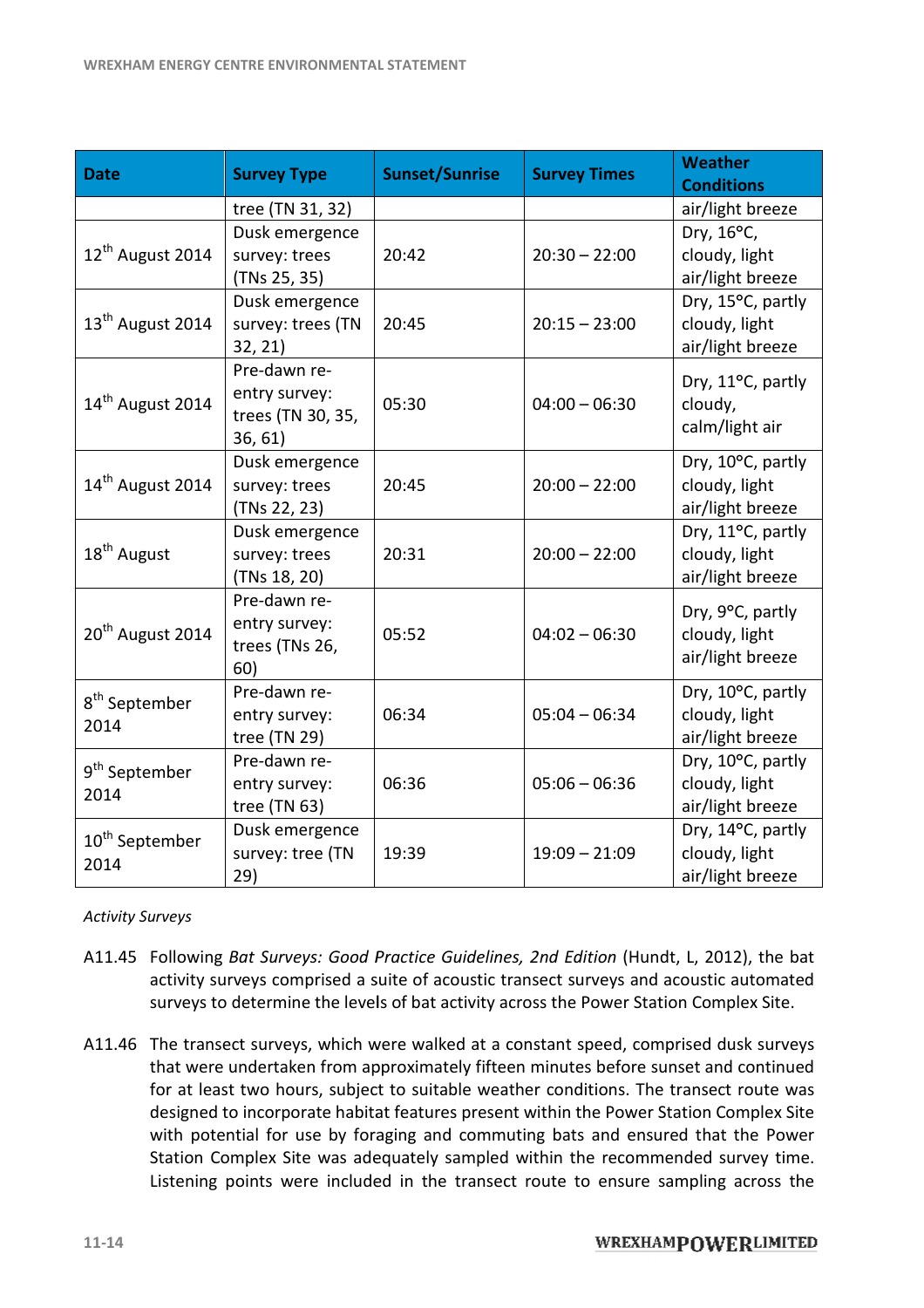| Date | Survey Type | Sunset/Sunrise | Survey Times | Weather Conditions |
|---|---|---|---|---|
| | tree (TN 31, 32) | | | air/light breeze |
| 12th August 2014 | Dusk emergence survey: trees (TNs 25, 35) | 20:42 | 20:30 – 22:00 | Dry, 16°C, cloudy, light air/light breeze |
| 13th August 2014 | Dusk emergence survey: trees (TN 32, 21) | 20:45 | 20:15 – 23:00 | Dry, 15°C, partly cloudy, light air/light breeze |
| 14th August 2014 | Pre-dawn re-entry survey: trees (TN 30, 35, 36, 61) | 05:30 | 04:00 – 06:30 | Dry, 11°C, partly cloudy, calm/light air |
| 14th August 2014 | Dusk emergence survey: trees (TNs 22, 23) | 20:45 | 20:00 – 22:00 | Dry, 10°C, partly cloudy, light air/light breeze |
| 18th August | Dusk emergence survey: trees (TNs 18, 20) | 20:31 | 20:00 – 22:00 | Dry, 11°C, partly cloudy, light air/light breeze |
| 20th August 2014 | Pre-dawn re-entry survey: trees (TNs 26, 60) | 05:52 | 04:02 – 06:30 | Dry, 9°C, partly cloudy, light air/light breeze |
| 8th September 2014 | Pre-dawn re-entry survey: tree (TN 29) | 06:34 | 05:04 – 06:34 | Dry, 10°C, partly cloudy, light air/light breeze |
| 9th September 2014 | Pre-dawn re-entry survey: tree (TN 63) | 06:36 | 05:06 – 06:36 | Dry, 10°C, partly cloudy, light air/light breeze |
| 10th September 2014 | Dusk emergence survey: tree (TN 29) | 19:39 | 19:09 – 21:09 | Dry, 14°C, partly cloudy, light air/light breeze |

*Activity Surveys*

A11.45 Following *Bat Surveys: Good Practice Guidelines, 2nd Edition* (Hundt, L, 2012), the bat activity surveys comprised a suite of acoustic transect surveys and acoustic automated surveys to determine the levels of bat activity across the Power Station Complex Site.

A11.46 The transect surveys, which were walked at a constant speed, comprised dusk surveys that were undertaken from approximately fifteen minutes before sunset and continued for at least two hours, subject to suitable weather conditions. The transect route was designed to incorporate habitat features present within the Power Station Complex Site with potential for use by foraging and commuting bats and ensured that the Power Station Complex Site was adequately sampled within the recommended survey time. Listening points were included in the transect route to ensure sampling across the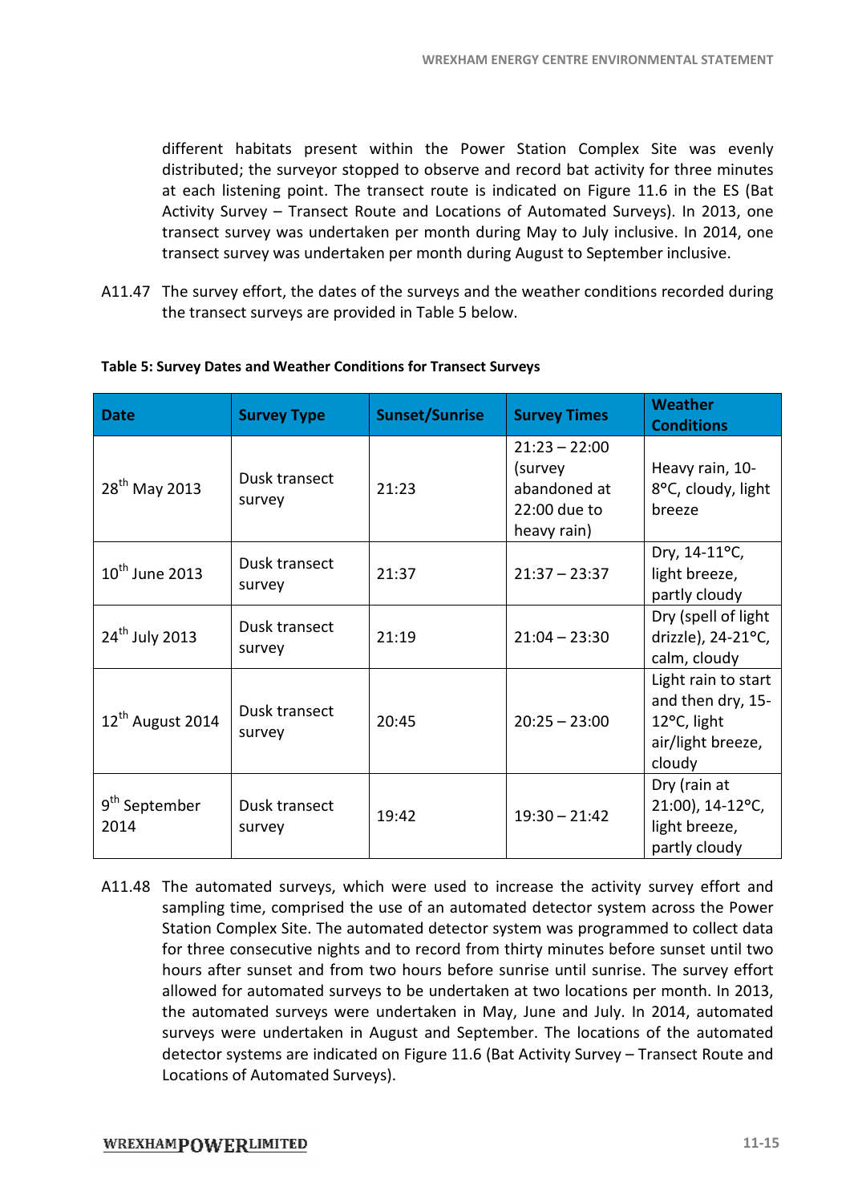different habitats present within the Power Station Complex Site was evenly distributed; the surveyor stopped to observe and record bat activity for three minutes at each listening point. The transect route is indicated on Figure 11.6 in the ES (Bat Activity Survey – Transect Route and Locations of Automated Surveys). In 2013, one transect survey was undertaken per month during May to July inclusive. In 2014, one transect survey was undertaken per month during August to September inclusive.

A11.47 The survey effort, the dates of the surveys and the weather conditions recorded during the transect surveys are provided in Table 5 below.

**Table 5: Survey Dates and Weather Conditions for Transect Surveys**

| Date | Survey Type | Sunset/Sunrise | Survey Times | Weather Conditions |
|---|---|---|---|---|
| 28th May 2013 | Dusk transect survey | 21:23 | 21:23 – 22:00 (survey abandoned at 22:00 due to heavy rain) | Heavy rain, 10-8°C, cloudy, light breeze |
| 10th June 2013 | Dusk transect survey | 21:37 | 21:37 – 23:37 | Dry, 14-11°C, light breeze, partly cloudy |
| 24th July 2013 | Dusk transect survey | 21:19 | 21:04 – 23:30 | Dry (spell of light drizzle), 24-21°C, calm, cloudy |
| 12th August 2014 | Dusk transect survey | 20:45 | 20:25 – 23:00 | Light rain to start and then dry, 15-12°C, light air/light breeze, cloudy |
| 9th September 2014 | Dusk transect survey | 19:42 | 19:30 – 21:42 | Dry (rain at 21:00), 14-12°C, light breeze, partly cloudy |

A11.48 The automated surveys, which were used to increase the activity survey effort and sampling time, comprised the use of an automated detector system across the Power Station Complex Site. The automated detector system was programmed to collect data for three consecutive nights and to record from thirty minutes before sunset until two hours after sunset and from two hours before sunrise until sunrise. The survey effort allowed for automated surveys to be undertaken at two locations per month. In 2013, the automated surveys were undertaken in May, June and July. In 2014, automated surveys were undertaken in August and September. The locations of the automated detector systems are indicated on Figure 11.6 (Bat Activity Survey – Transect Route and Locations of Automated Surveys).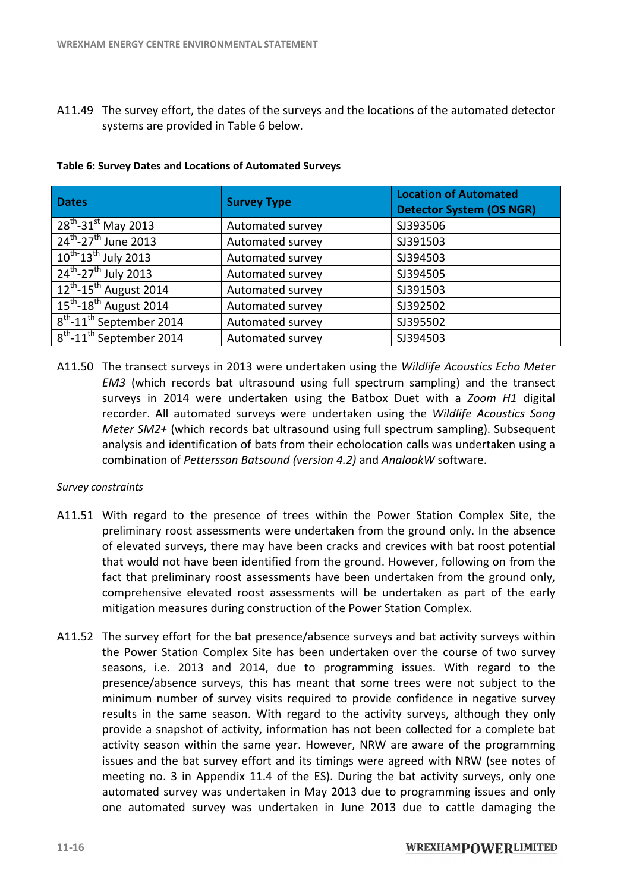A11.49 The survey effort, the dates of the surveys and the locations of the automated detector systems are provided in Table 6 below.

**Table 6: Survey Dates and Locations of Automated Surveys**

| Dates | Survey Type | Location of Automated Detector System (OS NGR) |
|---|---|---|
| 28th-31st May 2013 | Automated survey | SJ393506 |
| 24th-27th June 2013 | Automated survey | SJ391503 |
| 10th-13th July 2013 | Automated survey | SJ394503 |
| 24th-27th July 2013 | Automated survey | SJ394505 |
| 12th-15th August 2014 | Automated survey | SJ391503 |
| 15th-18th August 2014 | Automated survey | SJ392502 |
| 8th-11th September 2014 | Automated survey | SJ395502 |
| 8th-11th September 2014 | Automated survey | SJ394503 |

A11.50 The transect surveys in 2013 were undertaken using the *Wildlife Acoustics Echo Meter EM3* (which records bat ultrasound using full spectrum sampling) and the transect surveys in 2014 were undertaken using the Batbox Duet with a *Zoom H1* digital recorder. All automated surveys were undertaken using the *Wildlife Acoustics Song Meter SM2+* (which records bat ultrasound using full spectrum sampling). Subsequent analysis and identification of bats from their echolocation calls was undertaken using a combination of *Pettersson Batsound (version 4.2)* and *AnalookW* software.

*Survey constraints*

A11.51 With regard to the presence of trees within the Power Station Complex Site, the preliminary roost assessments were undertaken from the ground only. In the absence of elevated surveys, there may have been cracks and crevices with bat roost potential that would not have been identified from the ground. However, following on from the fact that preliminary roost assessments have been undertaken from the ground only, comprehensive elevated roost assessments will be undertaken as part of the early mitigation measures during construction of the Power Station Complex.

A11.52 The survey effort for the bat presence/absence surveys and bat activity surveys within the Power Station Complex Site has been undertaken over the course of two survey seasons, i.e. 2013 and 2014, due to programming issues. With regard to the presence/absence surveys, this has meant that some trees were not subject to the minimum number of survey visits required to provide confidence in negative survey results in the same season. With regard to the activity surveys, although they only provide a snapshot of activity, information has not been collected for a complete bat activity season within the same year. However, NRW are aware of the programming issues and the bat survey effort and its timings were agreed with NRW (see notes of meeting no. 3 in Appendix 11.4 of the ES). During the bat activity surveys, only one automated survey was undertaken in May 2013 due to programming issues and only one automated survey was undertaken in June 2013 due to cattle damaging the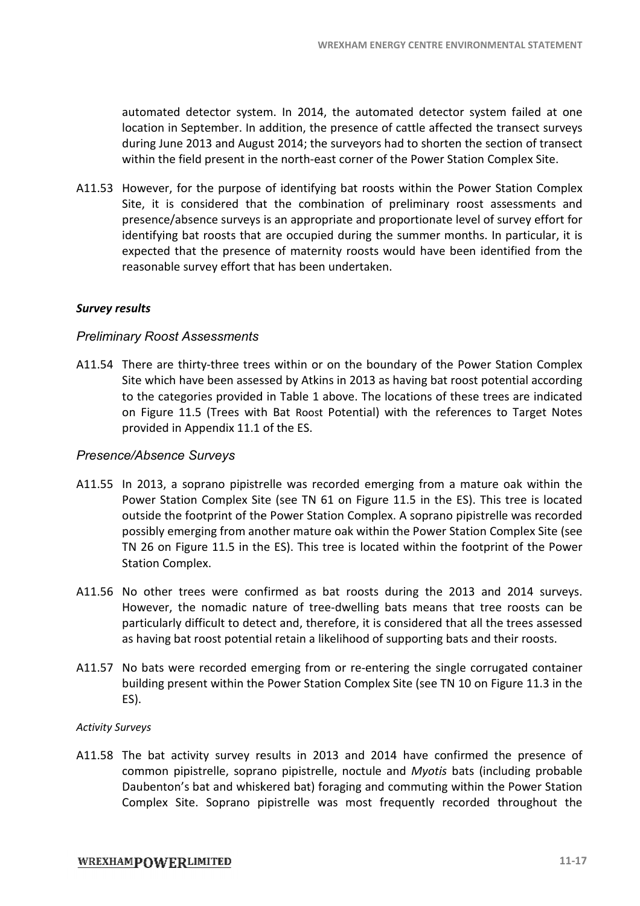automated detector system. In 2014, the automated detector system failed at one location in September. In addition, the presence of cattle affected the transect surveys during June 2013 and August 2014; the surveyors had to shorten the section of transect within the field present in the north-east corner of the Power Station Complex Site.

A11.53 However, for the purpose of identifying bat roosts within the Power Station Complex Site, it is considered that the combination of preliminary roost assessments and presence/absence surveys is an appropriate and proportionate level of survey effort for identifying bat roosts that are occupied during the summer months. In particular, it is expected that the presence of maternity roosts would have been identified from the reasonable survey effort that has been undertaken.

### *Survey results*

#### *Preliminary Roost Assessments*

A11.54 There are thirty-three trees within or on the boundary of the Power Station Complex Site which have been assessed by Atkins in 2013 as having bat roost potential according to the categories provided in Table 1 above. The locations of these trees are indicated on Figure 11.5 (Trees with Bat Roost Potential) with the references to Target Notes provided in Appendix 11.1 of the ES.

#### *Presence/Absence Surveys*

A11.55 In 2013, a soprano pipistrelle was recorded emerging from a mature oak within the Power Station Complex Site (see TN 61 on Figure 11.5 in the ES). This tree is located outside the footprint of the Power Station Complex. A soprano pipistrelle was recorded possibly emerging from another mature oak within the Power Station Complex Site (see TN 26 on Figure 11.5 in the ES). This tree is located within the footprint of the Power Station Complex.

A11.56 No other trees were confirmed as bat roosts during the 2013 and 2014 surveys. However, the nomadic nature of tree-dwelling bats means that tree roosts can be particularly difficult to detect and, therefore, it is considered that all the trees assessed as having bat roost potential retain a likelihood of supporting bats and their roosts.

A11.57 No bats were recorded emerging from or re-entering the single corrugated container building present within the Power Station Complex Site (see TN 10 on Figure 11.3 in the ES).

*Activity Surveys*

A11.58 The bat activity survey results in 2013 and 2014 have confirmed the presence of common pipistrelle, soprano pipistrelle, noctule and *Myotis* bats (including probable Daubenton's bat and whiskered bat) foraging and commuting within the Power Station Complex Site. Soprano pipistrelle was most frequently recorded throughout the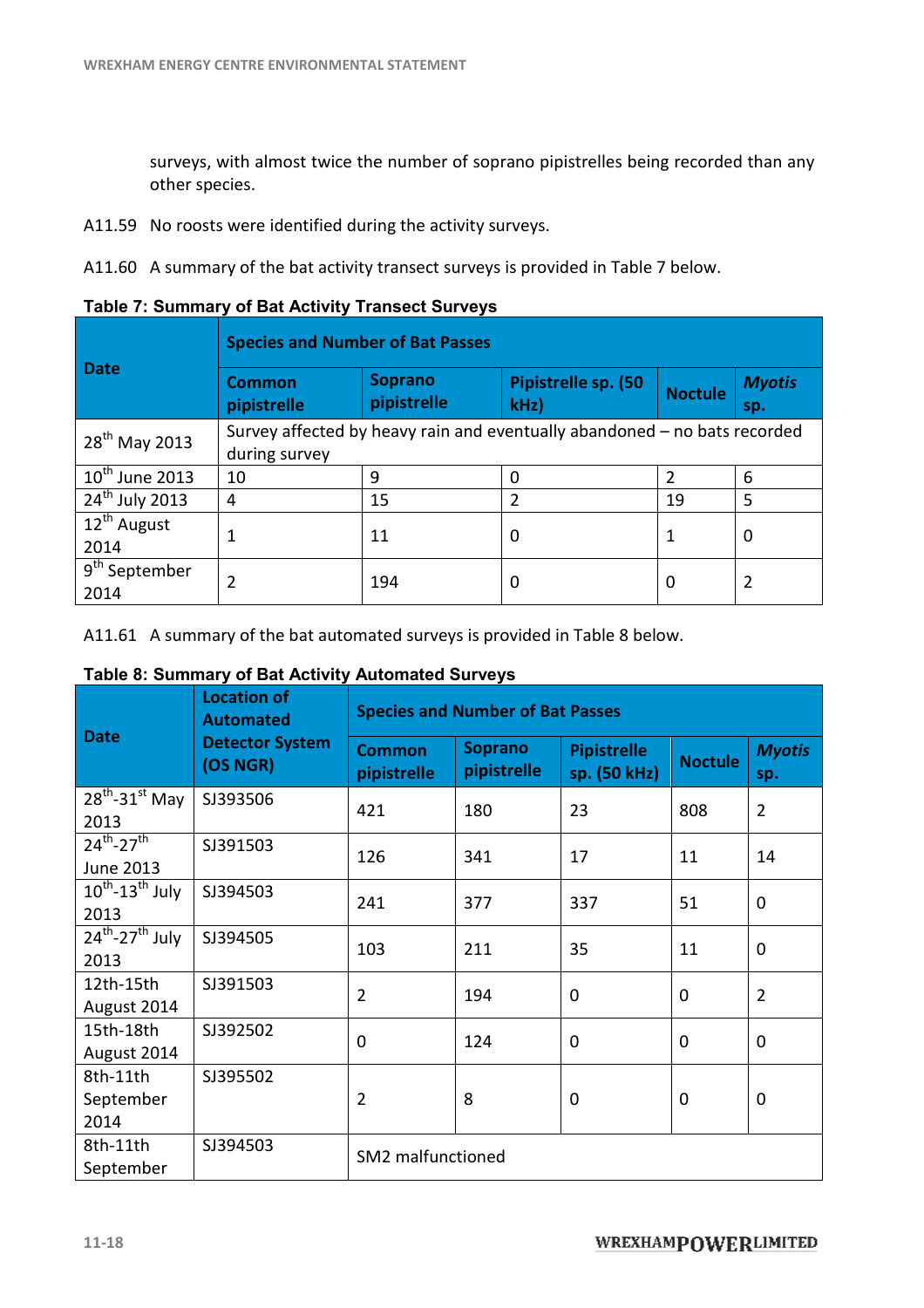surveys, with almost twice the number of soprano pipistrelles being recorded than any other species.

A11.59 No roosts were identified during the activity surveys.

A11.60 A summary of the bat activity transect surveys is provided in Table 7 below.

**Table 7: Summary of Bat Activity Transect Surveys**

| Date | Species and Number of Bat Passes | | | | |
|---|---|---|---|---|---|
| | Common pipistrelle | Soprano pipistrelle | Pipistrelle sp. (50 kHz) | Noctule | *Myotis* sp. |
| 28th May 2013 | Survey affected by heavy rain and eventually abandoned – no bats recorded during survey | | | | |
| 10th June 2013 | 10 | 9 | 0 | 2 | 6 |
| 24th July 2013 | 4 | 15 | 2 | 19 | 5 |
| 12th August 2014 | 1 | 11 | 0 | 1 | 0 |
| 9th September 2014 | 2 | 194 | 0 | 0 | 2 |

A11.61 A summary of the bat automated surveys is provided in Table 8 below.

**Table 8: Summary of Bat Activity Automated Surveys**

| Date | Location of Automated Detector System (OS NGR) | Species and Number of Bat Passes | | | | |
|---|---|---|---|---|---|---|
| | | Common pipistrelle | Soprano pipistrelle | Pipistrelle sp. (50 kHz) | Noctule | *Myotis* sp. |
| 28th-31st May 2013 | SJ393506 | 421 | 180 | 23 | 808 | 2 |
| 24th-27th June 2013 | SJ391503 | 126 | 341 | 17 | 11 | 14 |
| 10th-13th July 2013 | SJ394503 | 241 | 377 | 337 | 51 | 0 |
| 24th-27th July 2013 | SJ394505 | 103 | 211 | 35 | 11 | 0 |
| 12th-15th August 2014 | SJ391503 | 2 | 194 | 0 | 0 | 2 |
| 15th-18th August 2014 | SJ392502 | 0 | 124 | 0 | 0 | 0 |
| 8th-11th September 2014 | SJ395502 | 2 | 8 | 0 | 0 | 0 |
| 8th-11th September | SJ394503 | SM2 malfunctioned | | | | |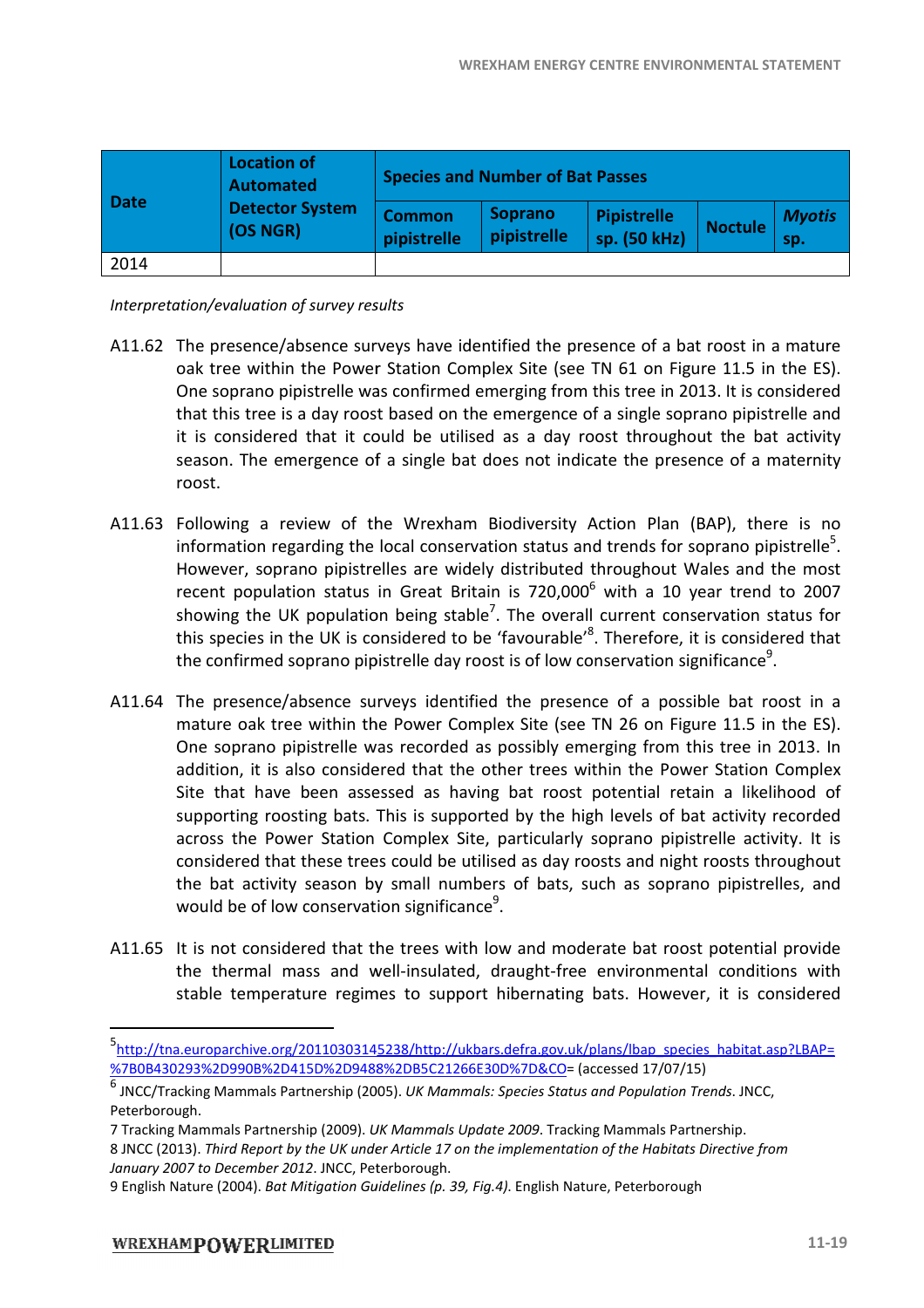| Date | Location of Automated Detector System (OS NGR) | Species and Number of Bat Passes | | | | |
|---|---|---|---|---|---|---|
| | | Common pipistrelle | Soprano pipistrelle | Pipistrelle sp. (50 kHz) | Noctule | *Myotis* sp. |
| 2014 | | | | | | |

*Interpretation/evaluation of survey results*

A11.62 The presence/absence surveys have identified the presence of a bat roost in a mature oak tree within the Power Station Complex Site (see TN 61 on Figure 11.5 in the ES). One soprano pipistrelle was confirmed emerging from this tree in 2013. It is considered that this tree is a day roost based on the emergence of a single soprano pipistrelle and it is considered that it could be utilised as a day roost throughout the bat activity season. The emergence of a single bat does not indicate the presence of a maternity roost.

A11.63 Following a review of the Wrexham Biodiversity Action Plan (BAP), there is no information regarding the local conservation status and trends for soprano pipistrelle[5]. However, soprano pipistrelles are widely distributed throughout Wales and the most recent population status in Great Britain is 720,000[6] with a 10 year trend to 2007 showing the UK population being stable[7]. The overall current conservation status for this species in the UK is considered to be 'favourable'[8]. Therefore, it is considered that the confirmed soprano pipistrelle day roost is of low conservation significance[9].

A11.64 The presence/absence surveys identified the presence of a possible bat roost in a mature oak tree within the Power Complex Site (see TN 26 on Figure 11.5 in the ES). One soprano pipistrelle was recorded as possibly emerging from this tree in 2013. In addition, it is also considered that the other trees within the Power Station Complex Site that have been assessed as having bat roost potential retain a likelihood of supporting roosting bats. This is supported by the high levels of bat activity recorded across the Power Station Complex Site, particularly soprano pipistrelle activity. It is considered that these trees could be utilised as day roosts and night roosts throughout the bat activity season by small numbers of bats, such as soprano pipistrelles, and would be of low conservation significance[9].

A11.65 It is not considered that the trees with low and moderate bat roost potential provide the thermal mass and well-insulated, draught-free environmental conditions with stable temperature regimes to support hibernating bats. However, it is considered

---

5 http://tna.europarchive.org/20110303145238/http://ukbars.defra.gov.uk/plans/lbap_species_habitat.asp?LBAP=%7B0B430293%2D990B%2D415D%2D9488%2DB5C21266E30D%7D&CO= (accessed 17/07/15)

6 JNCC/Tracking Mammals Partnership (2005). *UK Mammals: Species Status and Population Trends*. JNCC, Peterborough.

7 Tracking Mammals Partnership (2009). *UK Mammals Update 2009*. Tracking Mammals Partnership.

8 JNCC (2013). *Third Report by the UK under Article 17 on the implementation of the Habitats Directive from January 2007 to December 2012*. JNCC, Peterborough.

9 English Nature (2004). *Bat Mitigation Guidelines (p. 39, Fig.4)*. English Nature, Peterborough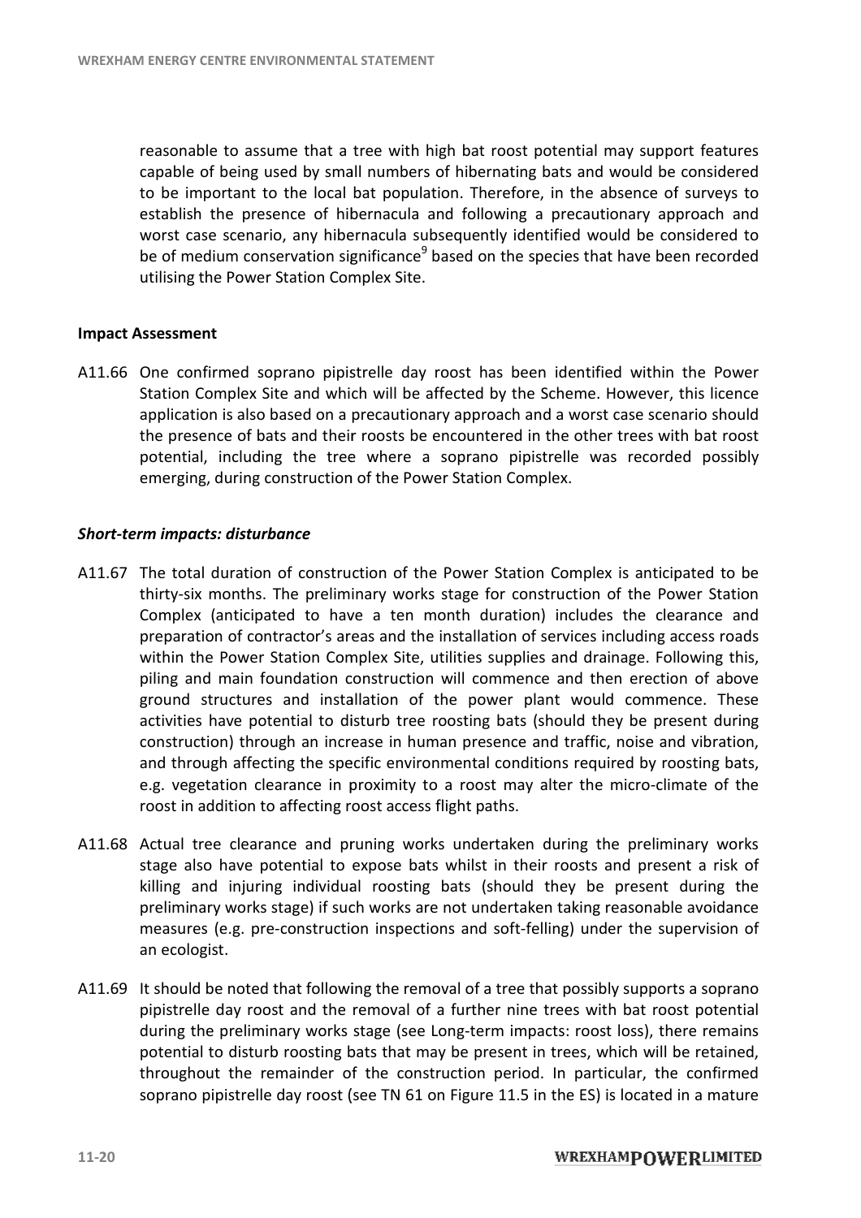reasonable to assume that a tree with high bat roost potential may support features capable of being used by small numbers of hibernating bats and would be considered to be important to the local bat population. Therefore, in the absence of surveys to establish the presence of hibernacula and following a precautionary approach and worst case scenario, any hibernacula subsequently identified would be considered to be of medium conservation significance[9] based on the species that have been recorded utilising the Power Station Complex Site.

**Impact Assessment**

A11.66 One confirmed soprano pipistrelle day roost has been identified within the Power Station Complex Site and which will be affected by the Scheme. However, this licence application is also based on a precautionary approach and a worst case scenario should the presence of bats and their roosts be encountered in the other trees with bat roost potential, including the tree where a soprano pipistrelle was recorded possibly emerging, during construction of the Power Station Complex.

***Short-term impacts: disturbance***

A11.67 The total duration of construction of the Power Station Complex is anticipated to be thirty-six months. The preliminary works stage for construction of the Power Station Complex (anticipated to have a ten month duration) includes the clearance and preparation of contractor's areas and the installation of services including access roads within the Power Station Complex Site, utilities supplies and drainage. Following this, piling and main foundation construction will commence and then erection of above ground structures and installation of the power plant would commence. These activities have potential to disturb tree roosting bats (should they be present during construction) through an increase in human presence and traffic, noise and vibration, and through affecting the specific environmental conditions required by roosting bats, e.g. vegetation clearance in proximity to a roost may alter the micro-climate of the roost in addition to affecting roost access flight paths.

A11.68 Actual tree clearance and pruning works undertaken during the preliminary works stage also have potential to expose bats whilst in their roosts and present a risk of killing and injuring individual roosting bats (should they be present during the preliminary works stage) if such works are not undertaken taking reasonable avoidance measures (e.g. pre-construction inspections and soft-felling) under the supervision of an ecologist.

A11.69 It should be noted that following the removal of a tree that possibly supports a soprano pipistrelle day roost and the removal of a further nine trees with bat roost potential during the preliminary works stage (see Long-term impacts: roost loss), there remains potential to disturb roosting bats that may be present in trees, which will be retained, throughout the remainder of the construction period. In particular, the confirmed soprano pipistrelle day roost (see TN 61 on Figure 11.5 in the ES) is located in a mature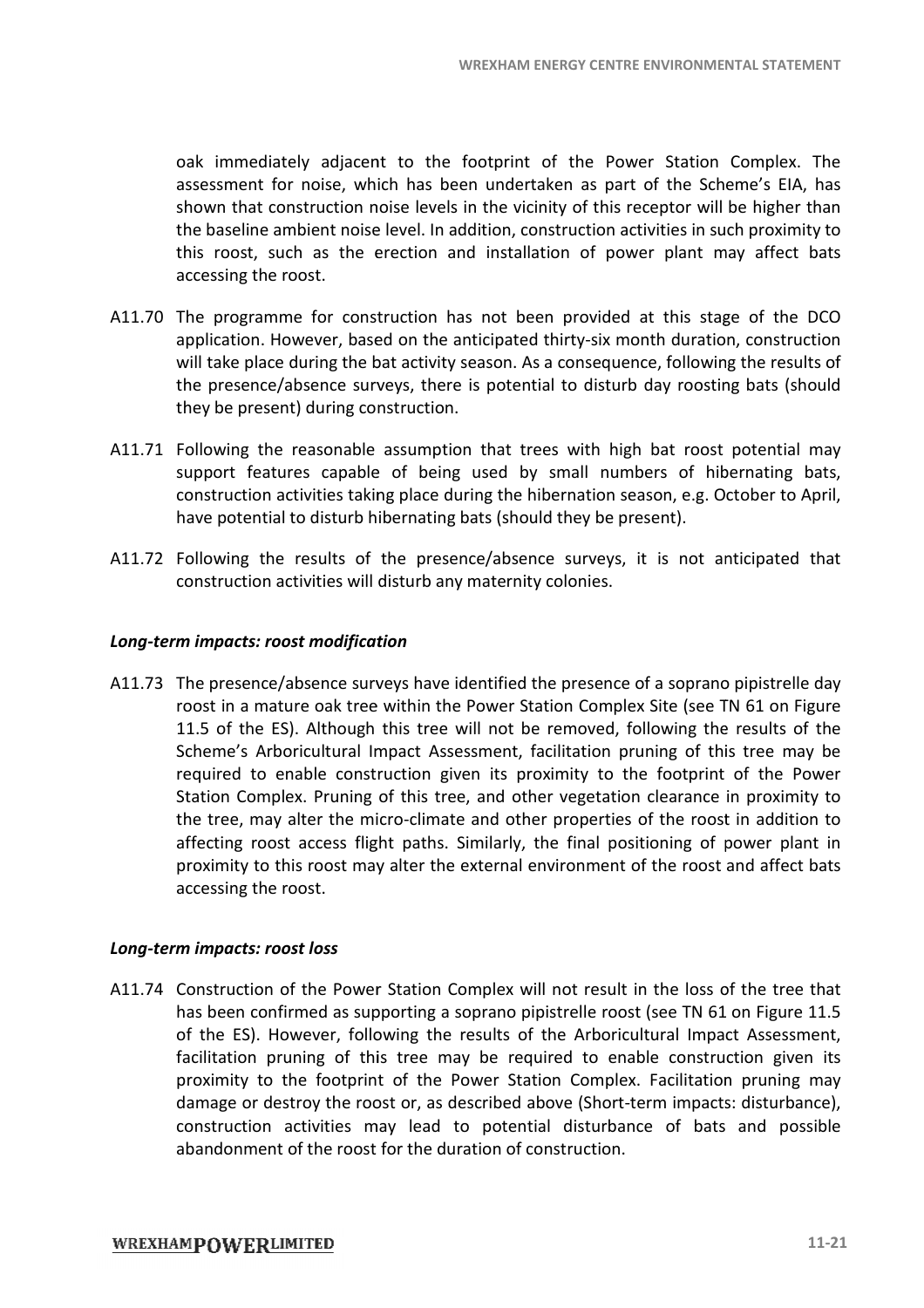oak immediately adjacent to the footprint of the Power Station Complex. The assessment for noise, which has been undertaken as part of the Scheme's EIA, has shown that construction noise levels in the vicinity of this receptor will be higher than the baseline ambient noise level. In addition, construction activities in such proximity to this roost, such as the erection and installation of power plant may affect bats accessing the roost.

A11.70 The programme for construction has not been provided at this stage of the DCO application. However, based on the anticipated thirty-six month duration, construction will take place during the bat activity season. As a consequence, following the results of the presence/absence surveys, there is potential to disturb day roosting bats (should they be present) during construction.

A11.71 Following the reasonable assumption that trees with high bat roost potential may support features capable of being used by small numbers of hibernating bats, construction activities taking place during the hibernation season, e.g. October to April, have potential to disturb hibernating bats (should they be present).

A11.72 Following the results of the presence/absence surveys, it is not anticipated that construction activities will disturb any maternity colonies.

***Long-term impacts: roost modification***

A11.73 The presence/absence surveys have identified the presence of a soprano pipistrelle day roost in a mature oak tree within the Power Station Complex Site (see TN 61 on Figure 11.5 of the ES). Although this tree will not be removed, following the results of the Scheme's Arboricultural Impact Assessment, facilitation pruning of this tree may be required to enable construction given its proximity to the footprint of the Power Station Complex. Pruning of this tree, and other vegetation clearance in proximity to the tree, may alter the micro-climate and other properties of the roost in addition to affecting roost access flight paths. Similarly, the final positioning of power plant in proximity to this roost may alter the external environment of the roost and affect bats accessing the roost.

***Long-term impacts: roost loss***

A11.74 Construction of the Power Station Complex will not result in the loss of the tree that has been confirmed as supporting a soprano pipistrelle roost (see TN 61 on Figure 11.5 of the ES). However, following the results of the Arboricultural Impact Assessment, facilitation pruning of this tree may be required to enable construction given its proximity to the footprint of the Power Station Complex. Facilitation pruning may damage or destroy the roost or, as described above (Short-term impacts: disturbance), construction activities may lead to potential disturbance of bats and possible abandonment of the roost for the duration of construction.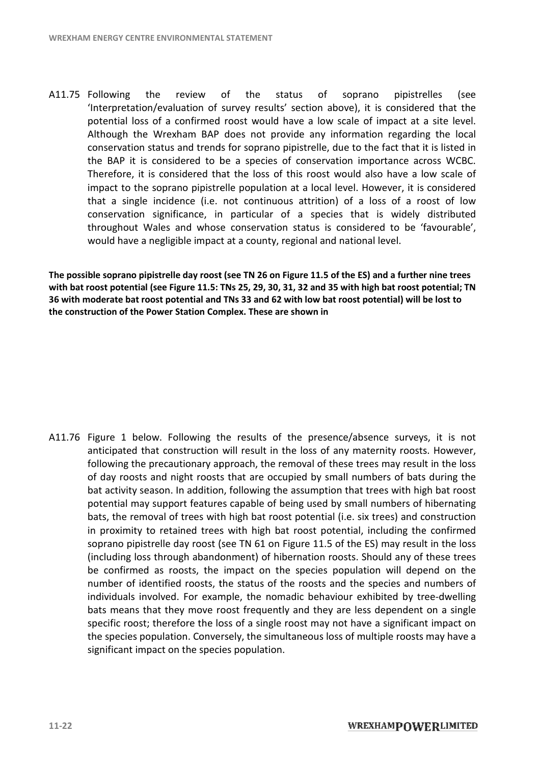A11.75 Following the review of the status of soprano pipistrelles (see 'Interpretation/evaluation of survey results' section above), it is considered that the potential loss of a confirmed roost would have a low scale of impact at a site level. Although the Wrexham BAP does not provide any information regarding the local conservation status and trends for soprano pipistrelle, due to the fact that it is listed in the BAP it is considered to be a species of conservation importance across WCBC. Therefore, it is considered that the loss of this roost would also have a low scale of impact to the soprano pipistrelle population at a local level. However, it is considered that a single incidence (i.e. not continuous attrition) of a loss of a roost of low conservation significance, in particular of a species that is widely distributed throughout Wales and whose conservation status is considered to be 'favourable', would have a negligible impact at a county, regional and national level.

**The possible soprano pipistrelle day roost (see TN 26 on Figure 11.5 of the ES) and a further nine trees with bat roost potential (see Figure 11.5: TNs 25, 29, 30, 31, 32 and 35 with high bat roost potential; TN 36 with moderate bat roost potential and TNs 33 and 62 with low bat roost potential) will be lost to the construction of the Power Station Complex. These are shown in**

A11.76 Figure 1 below. Following the results of the presence/absence surveys, it is not anticipated that construction will result in the loss of any maternity roosts. However, following the precautionary approach, the removal of these trees may result in the loss of day roosts and night roosts that are occupied by small numbers of bats during the bat activity season. In addition, following the assumption that trees with high bat roost potential may support features capable of being used by small numbers of hibernating bats, the removal of trees with high bat roost potential (i.e. six trees) and construction in proximity to retained trees with high bat roost potential, including the confirmed soprano pipistrelle day roost (see TN 61 on Figure 11.5 of the ES) may result in the loss (including loss through abandonment) of hibernation roosts. Should any of these trees be confirmed as roosts, the impact on the species population will depend on the number of identified roosts, the status of the roosts and the species and numbers of individuals involved. For example, the nomadic behaviour exhibited by tree-dwelling bats means that they move roost frequently and they are less dependent on a single specific roost; therefore the loss of a single roost may not have a significant impact on the species population. Conversely, the simultaneous loss of multiple roosts may have a significant impact on the species population.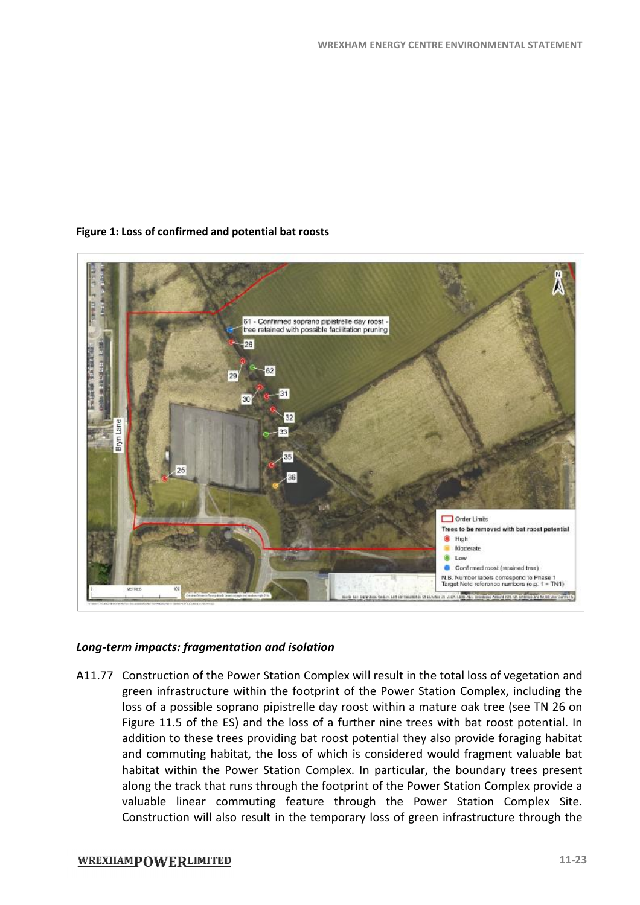**Figure 1: Loss of confirmed and potential bat roosts**

### *Long-term impacts: fragmentation and isolation*

A11.77 Construction of the Power Station Complex will result in the total loss of vegetation and green infrastructure within the footprint of the Power Station Complex, including the loss of a possible soprano pipistrelle day roost within a mature oak tree (see TN 26 on Figure 11.5 of the ES) and the loss of a further nine trees with bat roost potential. In addition to these trees providing bat roost potential they also provide foraging habitat and commuting habitat, the loss of which is considered would fragment valuable bat habitat within the Power Station Complex. In particular, the boundary trees present along the track that runs through the footprint of the Power Station Complex provide a valuable linear commuting feature through the Power Station Complex Site. Construction will also result in the temporary loss of green infrastructure through the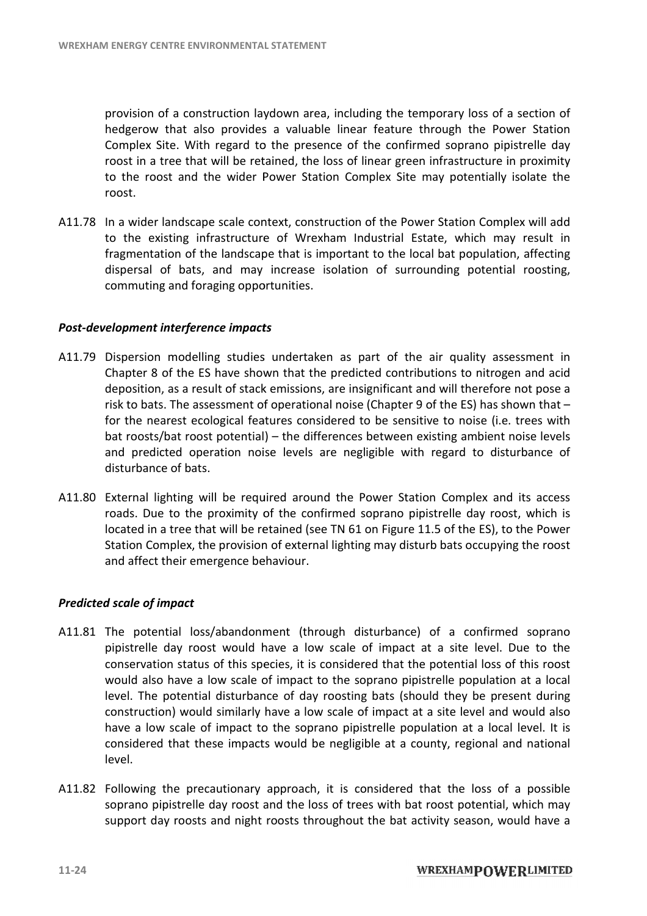provision of a construction laydown area, including the temporary loss of a section of hedgerow that also provides a valuable linear feature through the Power Station Complex Site. With regard to the presence of the confirmed soprano pipistrelle day roost in a tree that will be retained, the loss of linear green infrastructure in proximity to the roost and the wider Power Station Complex Site may potentially isolate the roost.

A11.78 In a wider landscape scale context, construction of the Power Station Complex will add to the existing infrastructure of Wrexham Industrial Estate, which may result in fragmentation of the landscape that is important to the local bat population, affecting dispersal of bats, and may increase isolation of surrounding potential roosting, commuting and foraging opportunities.

***Post-development interference impacts***

A11.79 Dispersion modelling studies undertaken as part of the air quality assessment in Chapter 8 of the ES have shown that the predicted contributions to nitrogen and acid deposition, as a result of stack emissions, are insignificant and will therefore not pose a risk to bats. The assessment of operational noise (Chapter 9 of the ES) has shown that – for the nearest ecological features considered to be sensitive to noise (i.e. trees with bat roosts/bat roost potential) – the differences between existing ambient noise levels and predicted operation noise levels are negligible with regard to disturbance of disturbance of bats.

A11.80 External lighting will be required around the Power Station Complex and its access roads. Due to the proximity of the confirmed soprano pipistrelle day roost, which is located in a tree that will be retained (see TN 61 on Figure 11.5 of the ES), to the Power Station Complex, the provision of external lighting may disturb bats occupying the roost and affect their emergence behaviour.

***Predicted scale of impact***

A11.81 The potential loss/abandonment (through disturbance) of a confirmed soprano pipistrelle day roost would have a low scale of impact at a site level. Due to the conservation status of this species, it is considered that the potential loss of this roost would also have a low scale of impact to the soprano pipistrelle population at a local level. The potential disturbance of day roosting bats (should they be present during construction) would similarly have a low scale of impact at a site level and would also have a low scale of impact to the soprano pipistrelle population at a local level. It is considered that these impacts would be negligible at a county, regional and national level.

A11.82 Following the precautionary approach, it is considered that the loss of a possible soprano pipistrelle day roost and the loss of trees with bat roost potential, which may support day roosts and night roosts throughout the bat activity season, would have a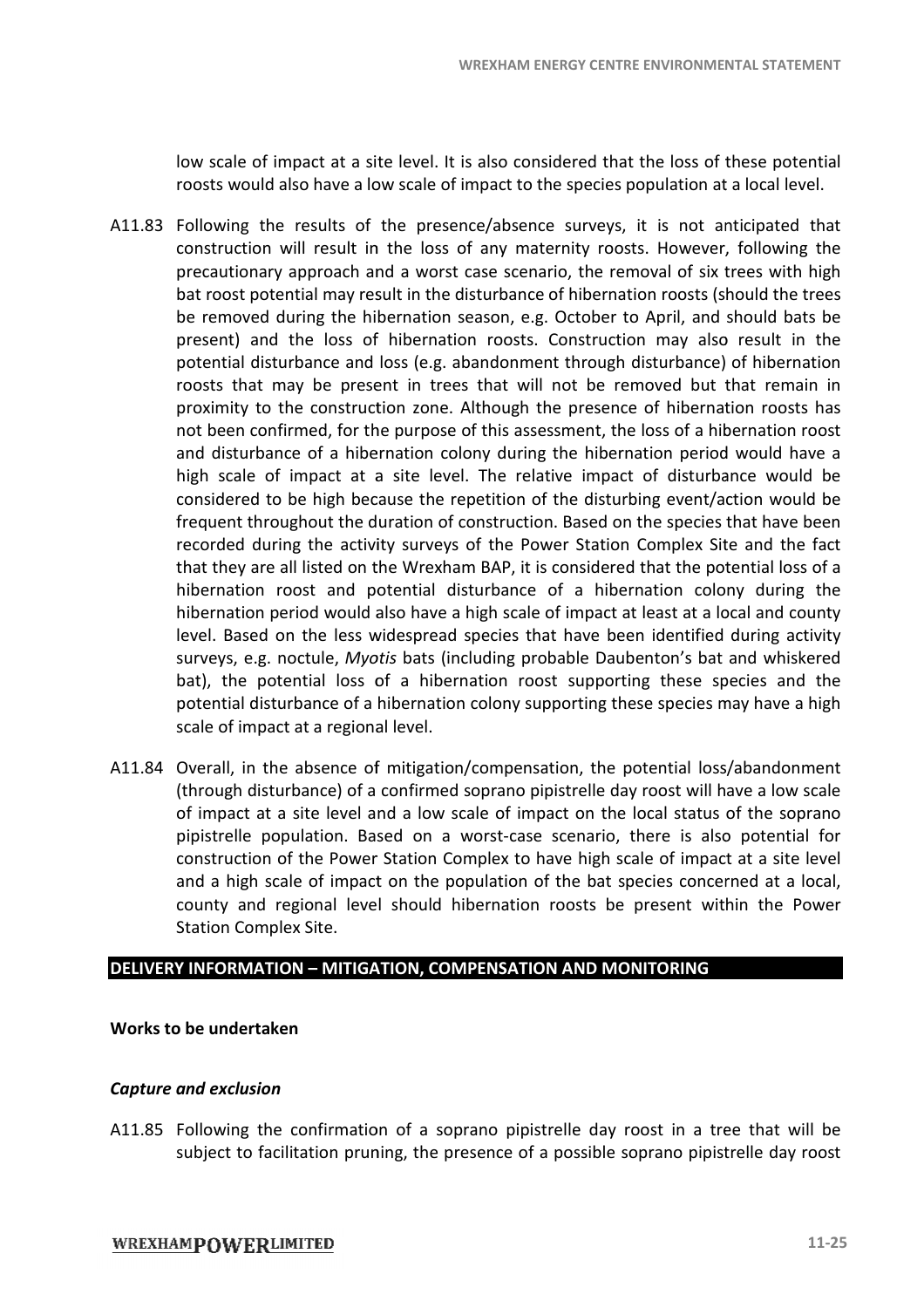low scale of impact at a site level. It is also considered that the loss of these potential roosts would also have a low scale of impact to the species population at a local level.

A11.83 Following the results of the presence/absence surveys, it is not anticipated that construction will result in the loss of any maternity roosts. However, following the precautionary approach and a worst case scenario, the removal of six trees with high bat roost potential may result in the disturbance of hibernation roosts (should the trees be removed during the hibernation season, e.g. October to April, and should bats be present) and the loss of hibernation roosts. Construction may also result in the potential disturbance and loss (e.g. abandonment through disturbance) of hibernation roosts that may be present in trees that will not be removed but that remain in proximity to the construction zone. Although the presence of hibernation roosts has not been confirmed, for the purpose of this assessment, the loss of a hibernation roost and disturbance of a hibernation colony during the hibernation period would have a high scale of impact at a site level. The relative impact of disturbance would be considered to be high because the repetition of the disturbing event/action would be frequent throughout the duration of construction. Based on the species that have been recorded during the activity surveys of the Power Station Complex Site and the fact that they are all listed on the Wrexham BAP, it is considered that the potential loss of a hibernation roost and potential disturbance of a hibernation colony during the hibernation period would also have a high scale of impact at least at a local and county level. Based on the less widespread species that have been identified during activity surveys, e.g. noctule, *Myotis* bats (including probable Daubenton's bat and whiskered bat), the potential loss of a hibernation roost supporting these species and the potential disturbance of a hibernation colony supporting these species may have a high scale of impact at a regional level.

A11.84 Overall, in the absence of mitigation/compensation, the potential loss/abandonment (through disturbance) of a confirmed soprano pipistrelle day roost will have a low scale of impact at a site level and a low scale of impact on the local status of the soprano pipistrelle population. Based on a worst-case scenario, there is also potential for construction of the Power Station Complex to have high scale of impact at a site level and a high scale of impact on the population of the bat species concerned at a local, county and regional level should hibernation roosts be present within the Power Station Complex Site.

## DELIVERY INFORMATION – MITIGATION, COMPENSATION AND MONITORING

### Works to be undertaken

#### *Capture and exclusion*

A11.85 Following the confirmation of a soprano pipistrelle day roost in a tree that will be subject to facilitation pruning, the presence of a possible soprano pipistrelle day roost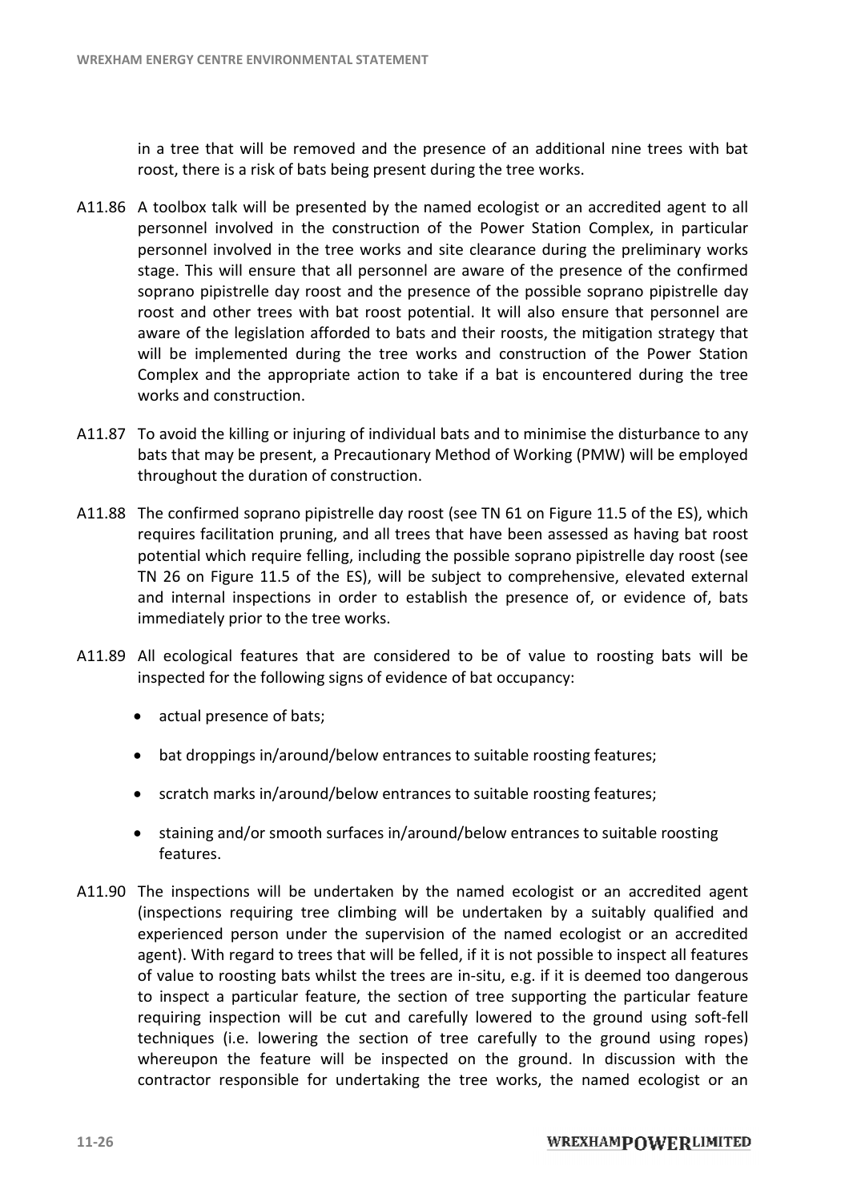in a tree that will be removed and the presence of an additional nine trees with bat roost, there is a risk of bats being present during the tree works.

A11.86 A toolbox talk will be presented by the named ecologist or an accredited agent to all personnel involved in the construction of the Power Station Complex, in particular personnel involved in the tree works and site clearance during the preliminary works stage. This will ensure that all personnel are aware of the presence of the confirmed soprano pipistrelle day roost and the presence of the possible soprano pipistrelle day roost and other trees with bat roost potential. It will also ensure that personnel are aware of the legislation afforded to bats and their roosts, the mitigation strategy that will be implemented during the tree works and construction of the Power Station Complex and the appropriate action to take if a bat is encountered during the tree works and construction.

A11.87 To avoid the killing or injuring of individual bats and to minimise the disturbance to any bats that may be present, a Precautionary Method of Working (PMW) will be employed throughout the duration of construction.

A11.88 The confirmed soprano pipistrelle day roost (see TN 61 on Figure 11.5 of the ES), which requires facilitation pruning, and all trees that have been assessed as having bat roost potential which require felling, including the possible soprano pipistrelle day roost (see TN 26 on Figure 11.5 of the ES), will be subject to comprehensive, elevated external and internal inspections in order to establish the presence of, or evidence of, bats immediately prior to the tree works.

A11.89 All ecological features that are considered to be of value to roosting bats will be inspected for the following signs of evidence of bat occupancy:

- actual presence of bats;
- bat droppings in/around/below entrances to suitable roosting features;
- scratch marks in/around/below entrances to suitable roosting features;
- staining and/or smooth surfaces in/around/below entrances to suitable roosting features.

A11.90 The inspections will be undertaken by the named ecologist or an accredited agent (inspections requiring tree climbing will be undertaken by a suitably qualified and experienced person under the supervision of the named ecologist or an accredited agent). With regard to trees that will be felled, if it is not possible to inspect all features of value to roosting bats whilst the trees are in-situ, e.g. if it is deemed too dangerous to inspect a particular feature, the section of tree supporting the particular feature requiring inspection will be cut and carefully lowered to the ground using soft-fell techniques (i.e. lowering the section of tree carefully to the ground using ropes) whereupon the feature will be inspected on the ground. In discussion with the contractor responsible for undertaking the tree works, the named ecologist or an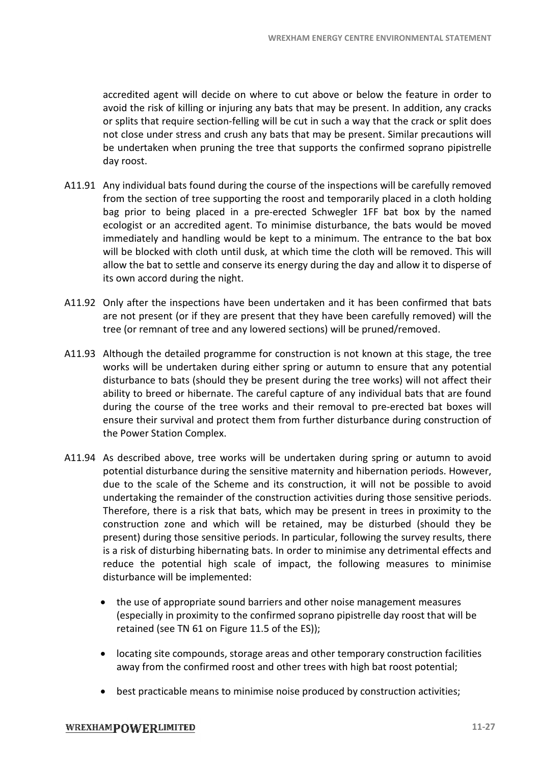accredited agent will decide on where to cut above or below the feature in order to avoid the risk of killing or injuring any bats that may be present. In addition, any cracks or splits that require section-felling will be cut in such a way that the crack or split does not close under stress and crush any bats that may be present. Similar precautions will be undertaken when pruning the tree that supports the confirmed soprano pipistrelle day roost.

A11.91 Any individual bats found during the course of the inspections will be carefully removed from the section of tree supporting the roost and temporarily placed in a cloth holding bag prior to being placed in a pre-erected Schwegler 1FF bat box by the named ecologist or an accredited agent. To minimise disturbance, the bats would be moved immediately and handling would be kept to a minimum. The entrance to the bat box will be blocked with cloth until dusk, at which time the cloth will be removed. This will allow the bat to settle and conserve its energy during the day and allow it to disperse of its own accord during the night.

A11.92 Only after the inspections have been undertaken and it has been confirmed that bats are not present (or if they are present that they have been carefully removed) will the tree (or remnant of tree and any lowered sections) will be pruned/removed.

A11.93 Although the detailed programme for construction is not known at this stage, the tree works will be undertaken during either spring or autumn to ensure that any potential disturbance to bats (should they be present during the tree works) will not affect their ability to breed or hibernate. The careful capture of any individual bats that are found during the course of the tree works and their removal to pre-erected bat boxes will ensure their survival and protect them from further disturbance during construction of the Power Station Complex.

A11.94 As described above, tree works will be undertaken during spring or autumn to avoid potential disturbance during the sensitive maternity and hibernation periods. However, due to the scale of the Scheme and its construction, it will not be possible to avoid undertaking the remainder of the construction activities during those sensitive periods. Therefore, there is a risk that bats, which may be present in trees in proximity to the construction zone and which will be retained, may be disturbed (should they be present) during those sensitive periods. In particular, following the survey results, there is a risk of disturbing hibernating bats. In order to minimise any detrimental effects and reduce the potential high scale of impact, the following measures to minimise disturbance will be implemented:

- the use of appropriate sound barriers and other noise management measures (especially in proximity to the confirmed soprano pipistrelle day roost that will be retained (see TN 61 on Figure 11.5 of the ES));
- locating site compounds, storage areas and other temporary construction facilities away from the confirmed roost and other trees with high bat roost potential;
- best practicable means to minimise noise produced by construction activities;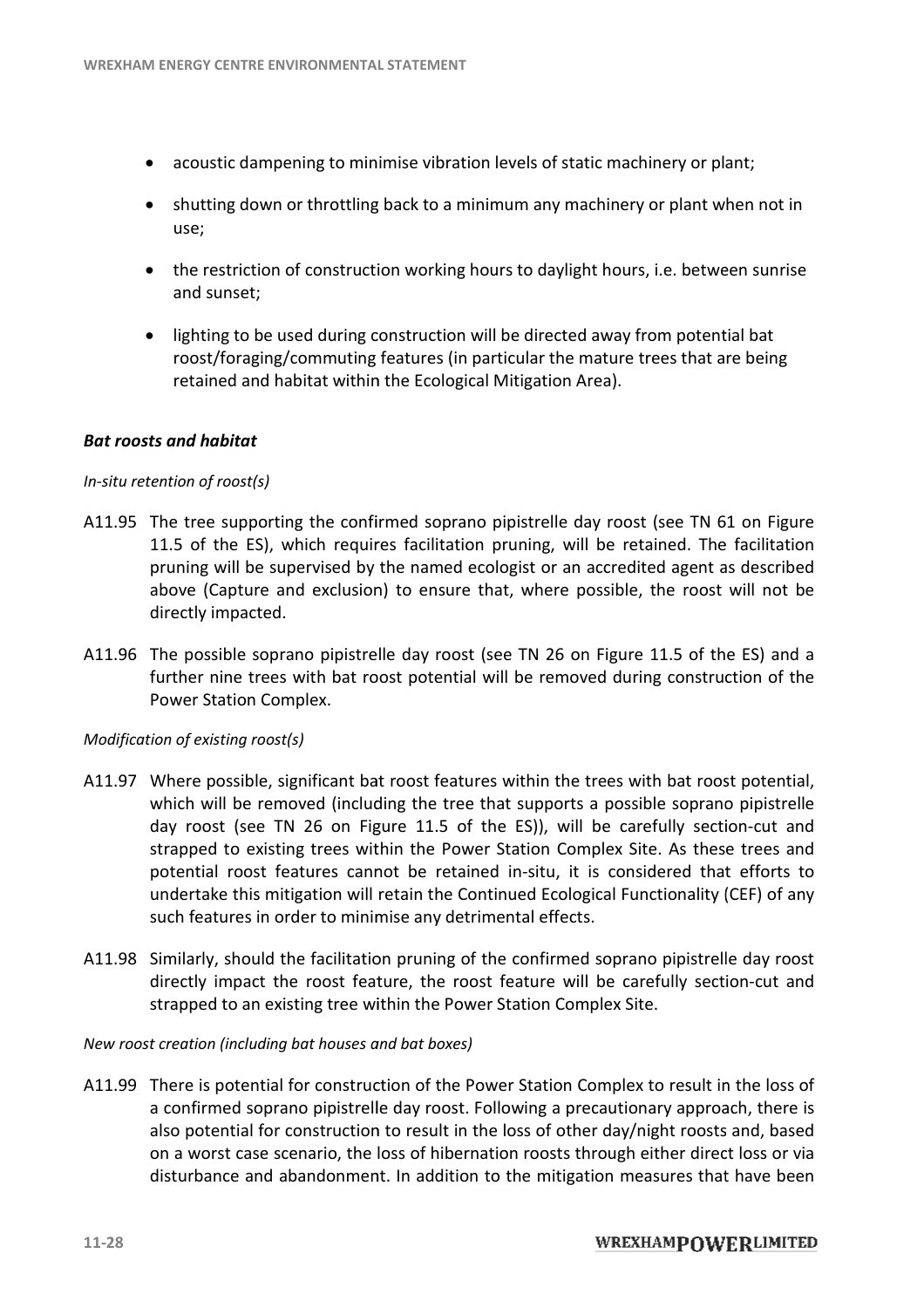- acoustic dampening to minimise vibration levels of static machinery or plant;
- shutting down or throttling back to a minimum any machinery or plant when not in use;
- the restriction of construction working hours to daylight hours, i.e. between sunrise and sunset;
- lighting to be used during construction will be directed away from potential bat roost/foraging/commuting features (in particular the mature trees that are being retained and habitat within the Ecological Mitigation Area).

***Bat roosts and habitat***

*In-situ retention of roost(s)*

A11.95 The tree supporting the confirmed soprano pipistrelle day roost (see TN 61 on Figure 11.5 of the ES), which requires facilitation pruning, will be retained. The facilitation pruning will be supervised by the named ecologist or an accredited agent as described above (Capture and exclusion) to ensure that, where possible, the roost will not be directly impacted.

A11.96 The possible soprano pipistrelle day roost (see TN 26 on Figure 11.5 of the ES) and a further nine trees with bat roost potential will be removed during construction of the Power Station Complex.

*Modification of existing roost(s)*

A11.97 Where possible, significant bat roost features within the trees with bat roost potential, which will be removed (including the tree that supports a possible soprano pipistrelle day roost (see TN 26 on Figure 11.5 of the ES)), will be carefully section-cut and strapped to existing trees within the Power Station Complex Site. As these trees and potential roost features cannot be retained in-situ, it is considered that efforts to undertake this mitigation will retain the Continued Ecological Functionality (CEF) of any such features in order to minimise any detrimental effects.

A11.98 Similarly, should the facilitation pruning of the confirmed soprano pipistrelle day roost directly impact the roost feature, the roost feature will be carefully section-cut and strapped to an existing tree within the Power Station Complex Site.

*New roost creation (including bat houses and bat boxes)*

A11.99 There is potential for construction of the Power Station Complex to result in the loss of a confirmed soprano pipistrelle day roost. Following a precautionary approach, there is also potential for construction to result in the loss of other day/night roosts and, based on a worst case scenario, the loss of hibernation roosts through either direct loss or via disturbance and abandonment. In addition to the mitigation measures that have been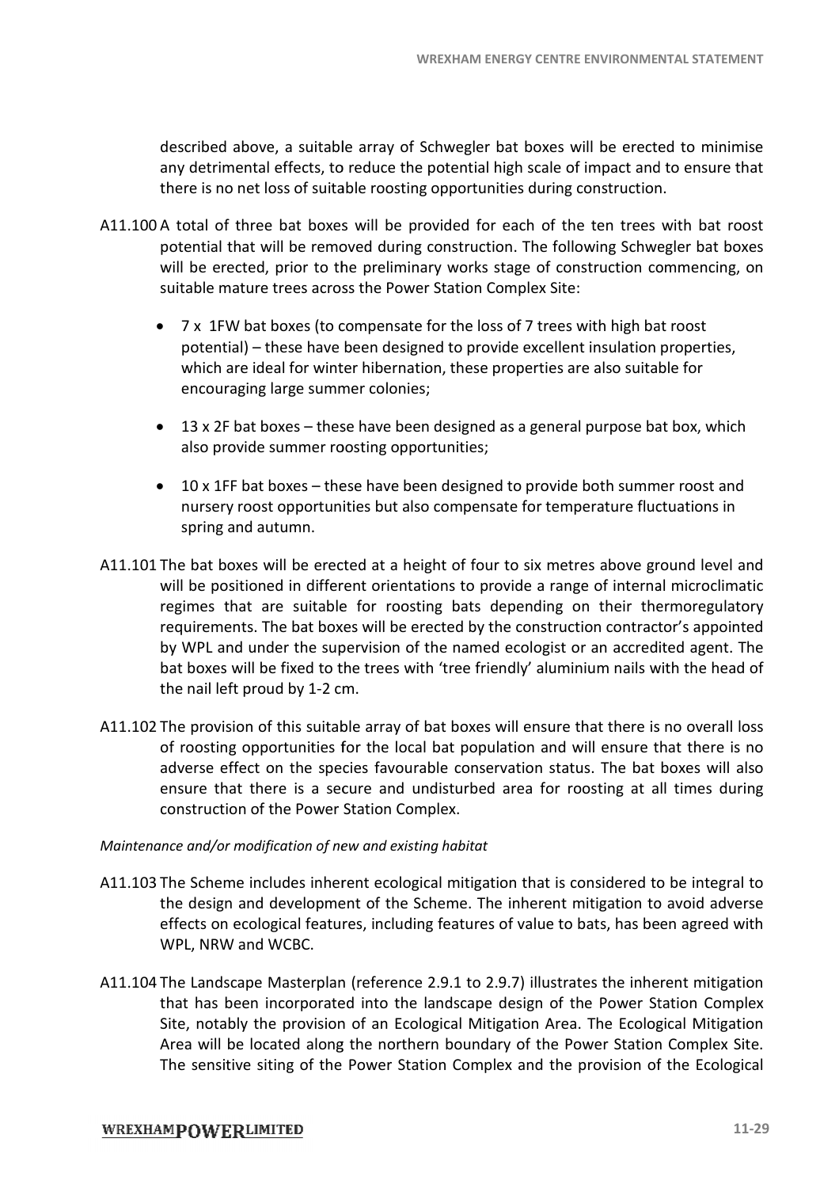described above, a suitable array of Schwegler bat boxes will be erected to minimise any detrimental effects, to reduce the potential high scale of impact and to ensure that there is no net loss of suitable roosting opportunities during construction.

A11.100 A total of three bat boxes will be provided for each of the ten trees with bat roost potential that will be removed during construction. The following Schwegler bat boxes will be erected, prior to the preliminary works stage of construction commencing, on suitable mature trees across the Power Station Complex Site:

- 7 x 1FW bat boxes (to compensate for the loss of 7 trees with high bat roost potential) – these have been designed to provide excellent insulation properties, which are ideal for winter hibernation, these properties are also suitable for encouraging large summer colonies;
- 13 x 2F bat boxes – these have been designed as a general purpose bat box, which also provide summer roosting opportunities;
- 10 x 1FF bat boxes – these have been designed to provide both summer roost and nursery roost opportunities but also compensate for temperature fluctuations in spring and autumn.

A11.101 The bat boxes will be erected at a height of four to six metres above ground level and will be positioned in different orientations to provide a range of internal microclimatic regimes that are suitable for roosting bats depending on their thermoregulatory requirements. The bat boxes will be erected by the construction contractor's appointed by WPL and under the supervision of the named ecologist or an accredited agent. The bat boxes will be fixed to the trees with 'tree friendly' aluminium nails with the head of the nail left proud by 1-2 cm.

A11.102 The provision of this suitable array of bat boxes will ensure that there is no overall loss of roosting opportunities for the local bat population and will ensure that there is no adverse effect on the species favourable conservation status. The bat boxes will also ensure that there is a secure and undisturbed area for roosting at all times during construction of the Power Station Complex.

*Maintenance and/or modification of new and existing habitat*

A11.103 The Scheme includes inherent ecological mitigation that is considered to be integral to the design and development of the Scheme. The inherent mitigation to avoid adverse effects on ecological features, including features of value to bats, has been agreed with WPL, NRW and WCBC.

A11.104 The Landscape Masterplan (reference 2.9.1 to 2.9.7) illustrates the inherent mitigation that has been incorporated into the landscape design of the Power Station Complex Site, notably the provision of an Ecological Mitigation Area. The Ecological Mitigation Area will be located along the northern boundary of the Power Station Complex Site. The sensitive siting of the Power Station Complex and the provision of the Ecological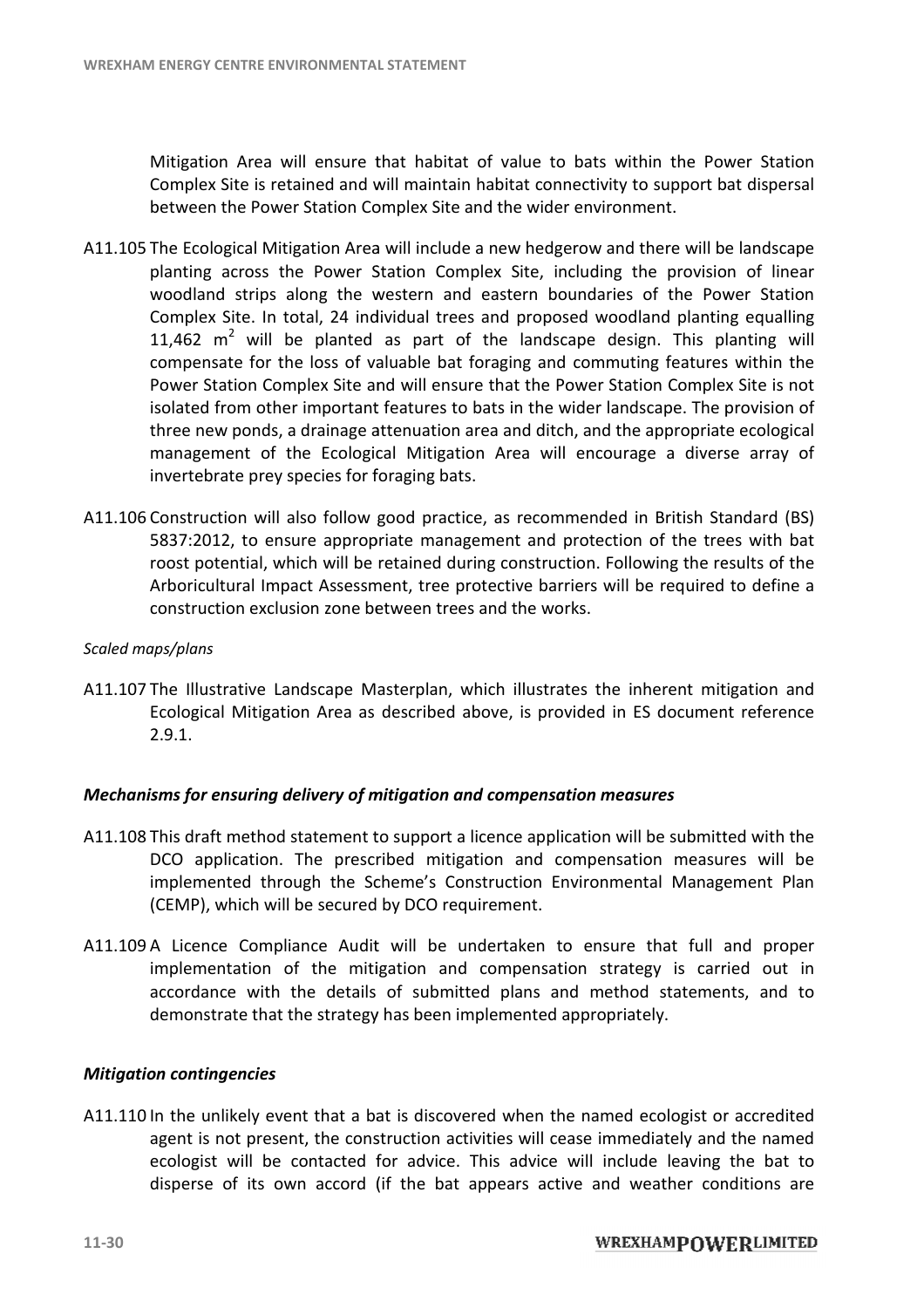Mitigation Area will ensure that habitat of value to bats within the Power Station Complex Site is retained and will maintain habitat connectivity to support bat dispersal between the Power Station Complex Site and the wider environment.

A11.105 The Ecological Mitigation Area will include a new hedgerow and there will be landscape planting across the Power Station Complex Site, including the provision of linear woodland strips along the western and eastern boundaries of the Power Station Complex Site. In total, 24 individual trees and proposed woodland planting equalling 11,462 $m^2$ will be planted as part of the landscape design. This planting will compensate for the loss of valuable bat foraging and commuting features within the Power Station Complex Site and will ensure that the Power Station Complex Site is not isolated from other important features to bats in the wider landscape. The provision of three new ponds, a drainage attenuation area and ditch, and the appropriate ecological management of the Ecological Mitigation Area will encourage a diverse array of invertebrate prey species for foraging bats.

A11.106 Construction will also follow good practice, as recommended in British Standard (BS) 5837:2012, to ensure appropriate management and protection of the trees with bat roost potential, which will be retained during construction. Following the results of the Arboricultural Impact Assessment, tree protective barriers will be required to define a construction exclusion zone between trees and the works.

*Scaled maps/plans*

A11.107 The Illustrative Landscape Masterplan, which illustrates the inherent mitigation and Ecological Mitigation Area as described above, is provided in ES document reference 2.9.1.

### *Mechanisms for ensuring delivery of mitigation and compensation measures*

A11.108 This draft method statement to support a licence application will be submitted with the DCO application. The prescribed mitigation and compensation measures will be implemented through the Scheme's Construction Environmental Management Plan (CEMP), which will be secured by DCO requirement.

A11.109 A Licence Compliance Audit will be undertaken to ensure that full and proper implementation of the mitigation and compensation strategy is carried out in accordance with the details of submitted plans and method statements, and to demonstrate that the strategy has been implemented appropriately.

### *Mitigation contingencies*

A11.110 In the unlikely event that a bat is discovered when the named ecologist or accredited agent is not present, the construction activities will cease immediately and the named ecologist will be contacted for advice. This advice will include leaving the bat to disperse of its own accord (if the bat appears active and weather conditions are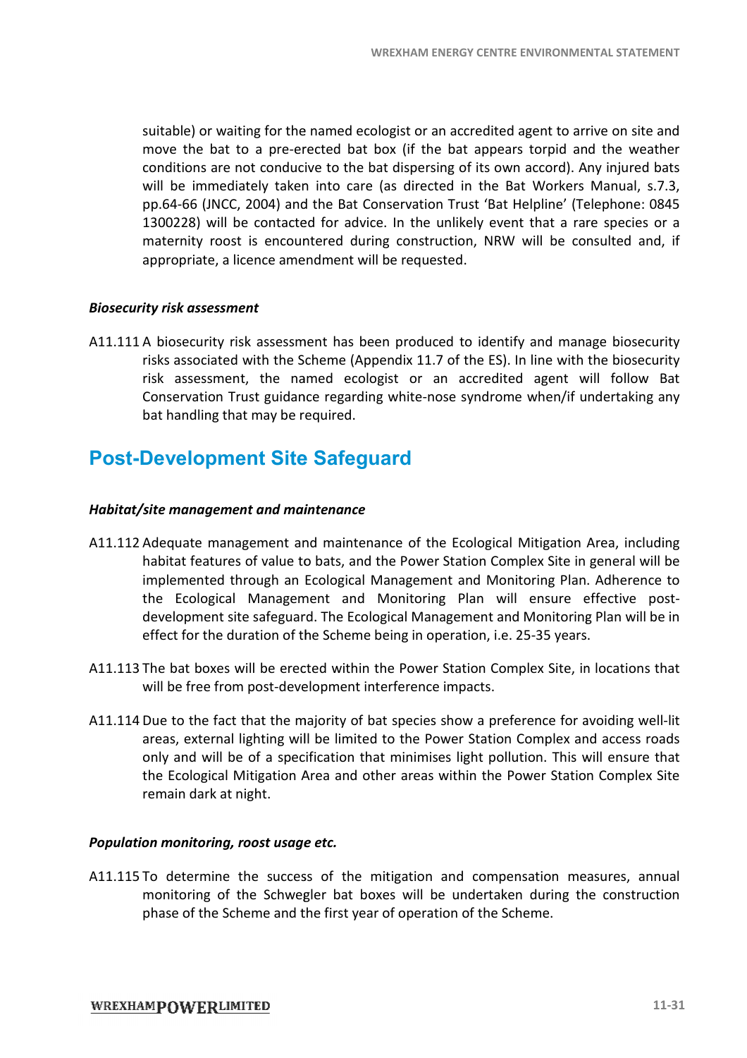suitable) or waiting for the named ecologist or an accredited agent to arrive on site and move the bat to a pre-erected bat box (if the bat appears torpid and the weather conditions are not conducive to the bat dispersing of its own accord). Any injured bats will be immediately taken into care (as directed in the Bat Workers Manual, s.7.3, pp.64-66 (JNCC, 2004) and the Bat Conservation Trust 'Bat Helpline' (Telephone: 0845 1300228) will be contacted for advice. In the unlikely event that a rare species or a maternity roost is encountered during construction, NRW will be consulted and, if appropriate, a licence amendment will be requested.

***Biosecurity risk assessment***

A11.111 A biosecurity risk assessment has been produced to identify and manage biosecurity risks associated with the Scheme (Appendix 11.7 of the ES). In line with the biosecurity risk assessment, the named ecologist or an accredited agent will follow Bat Conservation Trust guidance regarding white-nose syndrome when/if undertaking any bat handling that may be required.

## Post-Development Site Safeguard

***Habitat/site management and maintenance***

A11.112 Adequate management and maintenance of the Ecological Mitigation Area, including habitat features of value to bats, and the Power Station Complex Site in general will be implemented through an Ecological Management and Monitoring Plan. Adherence to the Ecological Management and Monitoring Plan will ensure effective post-development site safeguard. The Ecological Management and Monitoring Plan will be in effect for the duration of the Scheme being in operation, i.e. 25-35 years.

A11.113 The bat boxes will be erected within the Power Station Complex Site, in locations that will be free from post-development interference impacts.

A11.114 Due to the fact that the majority of bat species show a preference for avoiding well-lit areas, external lighting will be limited to the Power Station Complex and access roads only and will be of a specification that minimises light pollution. This will ensure that the Ecological Mitigation Area and other areas within the Power Station Complex Site remain dark at night.

***Population monitoring, roost usage etc.***

A11.115 To determine the success of the mitigation and compensation measures, annual monitoring of the Schwegler bat boxes will be undertaken during the construction phase of the Scheme and the first year of operation of the Scheme.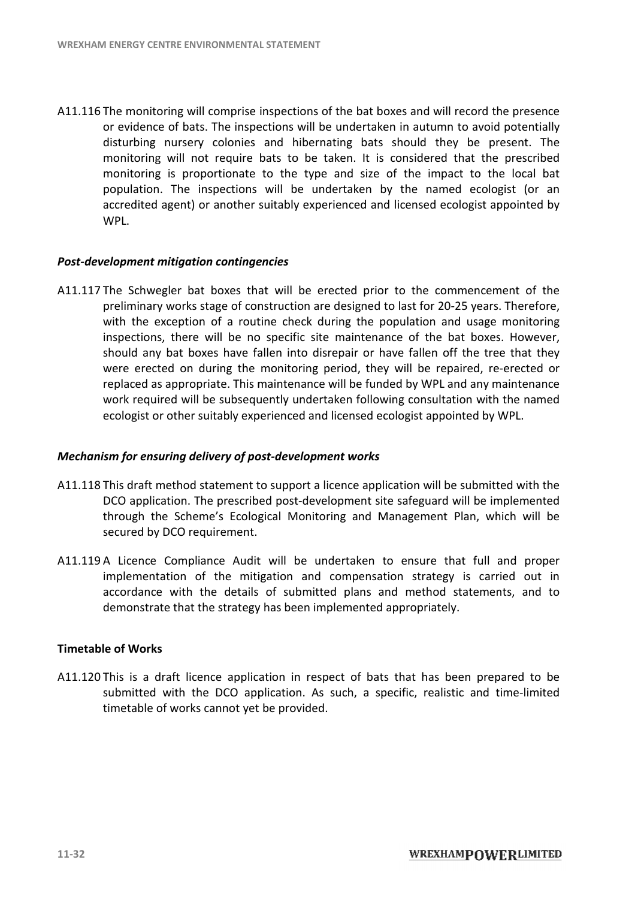A11.116 The monitoring will comprise inspections of the bat boxes and will record the presence or evidence of bats. The inspections will be undertaken in autumn to avoid potentially disturbing nursery colonies and hibernating bats should they be present. The monitoring will not require bats to be taken. It is considered that the prescribed monitoring is proportionate to the type and size of the impact to the local bat population. The inspections will be undertaken by the named ecologist (or an accredited agent) or another suitably experienced and licensed ecologist appointed by WPL.

***Post-development mitigation contingencies***

A11.117 The Schwegler bat boxes that will be erected prior to the commencement of the preliminary works stage of construction are designed to last for 20-25 years. Therefore, with the exception of a routine check during the population and usage monitoring inspections, there will be no specific site maintenance of the bat boxes. However, should any bat boxes have fallen into disrepair or have fallen off the tree that they were erected on during the monitoring period, they will be repaired, re-erected or replaced as appropriate. This maintenance will be funded by WPL and any maintenance work required will be subsequently undertaken following consultation with the named ecologist or other suitably experienced and licensed ecologist appointed by WPL.

***Mechanism for ensuring delivery of post-development works***

A11.118 This draft method statement to support a licence application will be submitted with the DCO application. The prescribed post-development site safeguard will be implemented through the Scheme's Ecological Monitoring and Management Plan, which will be secured by DCO requirement.

A11.119 A Licence Compliance Audit will be undertaken to ensure that full and proper implementation of the mitigation and compensation strategy is carried out in accordance with the details of submitted plans and method statements, and to demonstrate that the strategy has been implemented appropriately.

**Timetable of Works**

A11.120 This is a draft licence application in respect of bats that has been prepared to be submitted with the DCO application. As such, a specific, realistic and time-limited timetable of works cannot yet be provided.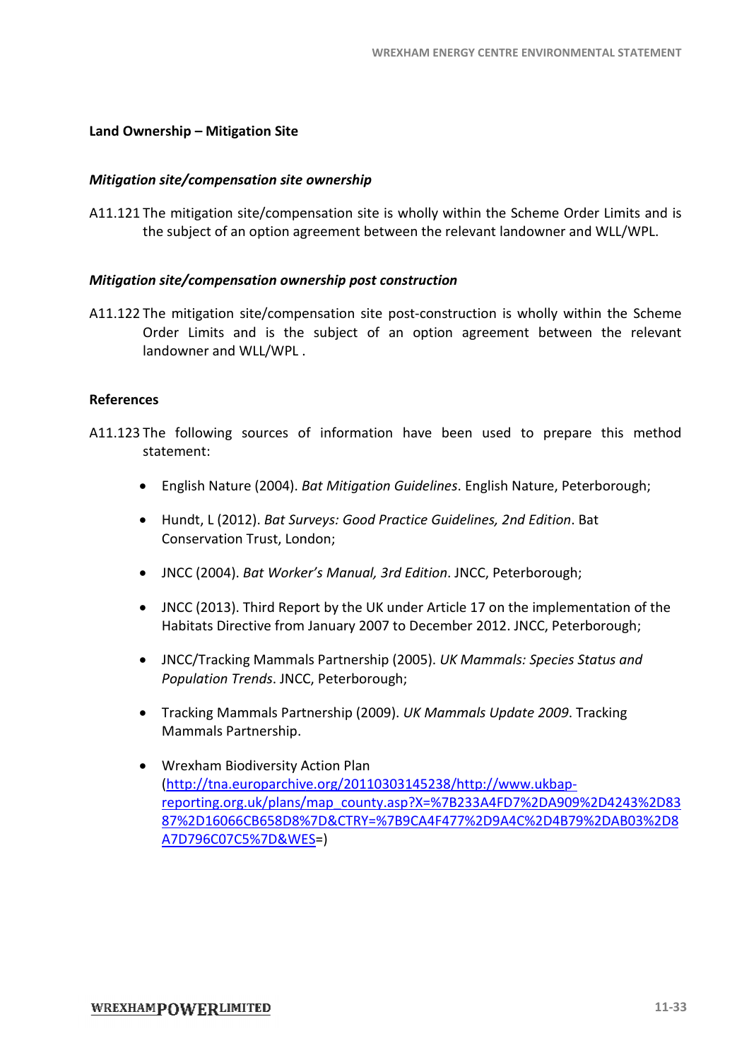## Land Ownership – Mitigation Site

### *Mitigation site/compensation site ownership*

A11.121 The mitigation site/compensation site is wholly within the Scheme Order Limits and is the subject of an option agreement between the relevant landowner and WLL/WPL.

### *Mitigation site/compensation ownership post construction*

A11.122 The mitigation site/compensation site post-construction is wholly within the Scheme Order Limits and is the subject of an option agreement between the relevant landowner and WLL/WPL .

## References

A11.123 The following sources of information have been used to prepare this method statement:

- English Nature (2004). *Bat Mitigation Guidelines*. English Nature, Peterborough;
- Hundt, L (2012). *Bat Surveys: Good Practice Guidelines, 2nd Edition*. Bat Conservation Trust, London;
- JNCC (2004). *Bat Worker's Manual, 3rd Edition*. JNCC, Peterborough;
- JNCC (2013). Third Report by the UK under Article 17 on the implementation of the Habitats Directive from January 2007 to December 2012. JNCC, Peterborough;
- JNCC/Tracking Mammals Partnership (2005). *UK Mammals: Species Status and Population Trends*. JNCC, Peterborough;
- Tracking Mammals Partnership (2009). *UK Mammals Update 2009*. Tracking Mammals Partnership.
- Wrexham Biodiversity Action Plan (http://tna.europarchive.org/20110303145238/http://www.ukbap-reporting.org.uk/plans/map_county.asp?X=%7B233A4FD7%2DA909%2D4243%2D8387%2D16066CB658D8%7D&CTRY=%7B9CA4F477%2D9A4C%2D4B79%2DAB03%2D8A7D796C07C5%7D&WES=)